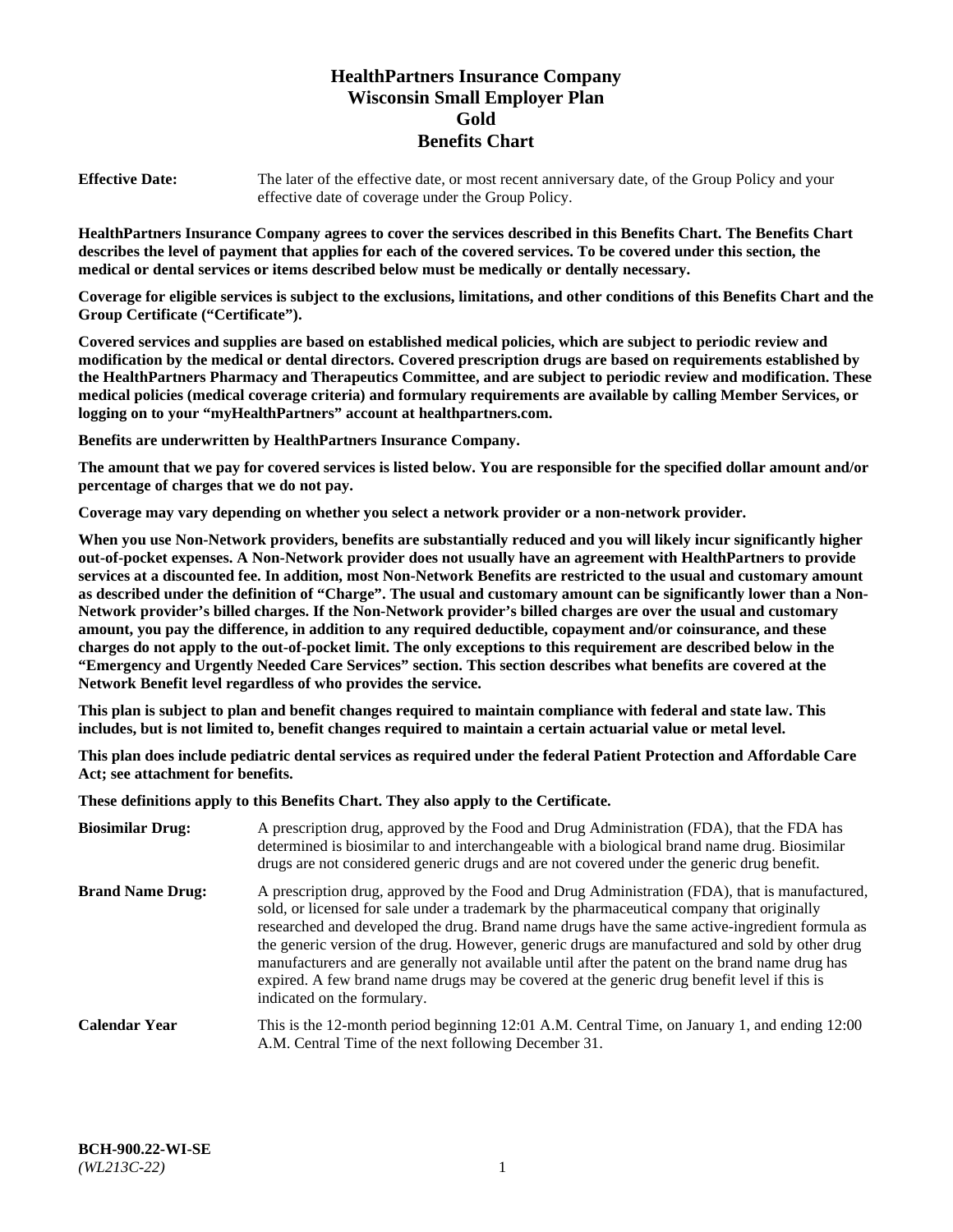# HealthPartners Insurance Company
# Wisconsin Small Employer Plan
# Gold
# Benefits Chart

**Effective Date:** The later of the effective date, or most recent anniversary date, of the Group Policy and your effective date of coverage under the Group Policy.

**HealthPartners Insurance Company agrees to cover the services described in this Benefits Chart. The Benefits Chart describes the level of payment that applies for each of the covered services. To be covered under this section, the medical or dental services or items described below must be medically or dentally necessary.**

**Coverage for eligible services is subject to the exclusions, limitations, and other conditions of this Benefits Chart and the Group Certificate ("Certificate").**

**Covered services and supplies are based on established medical policies, which are subject to periodic review and modification by the medical or dental directors. Covered prescription drugs are based on requirements established by the HealthPartners Pharmacy and Therapeutics Committee, and are subject to periodic review and modification. These medical policies (medical coverage criteria) and formulary requirements are available by calling Member Services, or logging on to your "myHealthPartners" account at healthpartners.com.**

**Benefits are underwritten by HealthPartners Insurance Company.**

**The amount that we pay for covered services is listed below. You are responsible for the specified dollar amount and/or percentage of charges that we do not pay.**

**Coverage may vary depending on whether you select a network provider or a non-network provider.**

**When you use Non-Network providers, benefits are substantially reduced and you will likely incur significantly higher out-of-pocket expenses. A Non-Network provider does not usually have an agreement with HealthPartners to provide services at a discounted fee. In addition, most Non-Network Benefits are restricted to the usual and customary amount as described under the definition of "Charge". The usual and customary amount can be significantly lower than a Non-Network provider's billed charges. If the Non-Network provider's billed charges are over the usual and customary amount, you pay the difference, in addition to any required deductible, copayment and/or coinsurance, and these charges do not apply to the out-of-pocket limit. The only exceptions to this requirement are described below in the "Emergency and Urgently Needed Care Services" section. This section describes what benefits are covered at the Network Benefit level regardless of who provides the service.**

**This plan is subject to plan and benefit changes required to maintain compliance with federal and state law. This includes, but is not limited to, benefit changes required to maintain a certain actuarial value or metal level.**

**This plan does include pediatric dental services as required under the federal Patient Protection and Affordable Care Act; see attachment for benefits.**

**These definitions apply to this Benefits Chart. They also apply to the Certificate.**

**Biosimilar Drug:** A prescription drug, approved by the Food and Drug Administration (FDA), that the FDA has determined is biosimilar to and interchangeable with a biological brand name drug. Biosimilar drugs are not considered generic drugs and are not covered under the generic drug benefit.

**Brand Name Drug:** A prescription drug, approved by the Food and Drug Administration (FDA), that is manufactured, sold, or licensed for sale under a trademark by the pharmaceutical company that originally researched and developed the drug. Brand name drugs have the same active-ingredient formula as the generic version of the drug. However, generic drugs are manufactured and sold by other drug manufacturers and are generally not available until after the patent on the brand name drug has expired. A few brand name drugs may be covered at the generic drug benefit level if this is indicated on the formulary.

**Calendar Year** This is the 12-month period beginning 12:01 A.M. Central Time, on January 1, and ending 12:00 A.M. Central Time of the next following December 31.

**BCH-900.22-WI-SE**
*(WL213C-22)*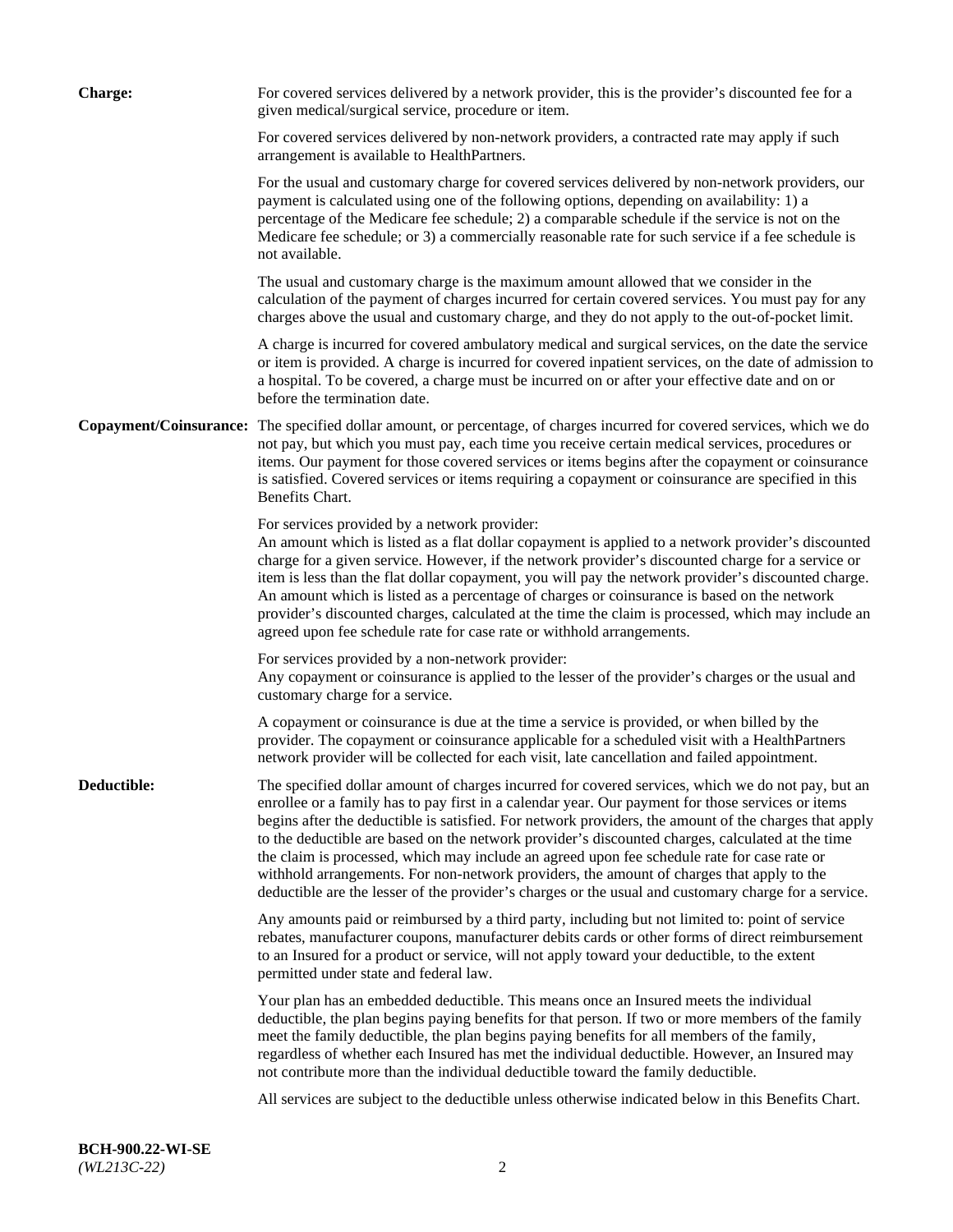**Charge:** For covered services delivered by a network provider, this is the provider's discounted fee for a given medical/surgical service, procedure or item.

For covered services delivered by non-network providers, a contracted rate may apply if such arrangement is available to HealthPartners.

For the usual and customary charge for covered services delivered by non-network providers, our payment is calculated using one of the following options, depending on availability: 1) a percentage of the Medicare fee schedule; 2) a comparable schedule if the service is not on the Medicare fee schedule; or 3) a commercially reasonable rate for such service if a fee schedule is not available.

The usual and customary charge is the maximum amount allowed that we consider in the calculation of the payment of charges incurred for certain covered services. You must pay for any charges above the usual and customary charge, and they do not apply to the out-of-pocket limit.

A charge is incurred for covered ambulatory medical and surgical services, on the date the service or item is provided. A charge is incurred for covered inpatient services, on the date of admission to a hospital. To be covered, a charge must be incurred on or after your effective date and on or before the termination date.

**Copayment/Coinsurance:** The specified dollar amount, or percentage, of charges incurred for covered services, which we do not pay, but which you must pay, each time you receive certain medical services, procedures or items. Our payment for those covered services or items begins after the copayment or coinsurance is satisfied. Covered services or items requiring a copayment or coinsurance are specified in this Benefits Chart.

For services provided by a network provider:
An amount which is listed as a flat dollar copayment is applied to a network provider's discounted charge for a given service. However, if the network provider's discounted charge for a service or item is less than the flat dollar copayment, you will pay the network provider's discounted charge. An amount which is listed as a percentage of charges or coinsurance is based on the network provider's discounted charges, calculated at the time the claim is processed, which may include an agreed upon fee schedule rate for case rate or withhold arrangements.

For services provided by a non-network provider:
Any copayment or coinsurance is applied to the lesser of the provider's charges or the usual and customary charge for a service.

A copayment or coinsurance is due at the time a service is provided, or when billed by the provider. The copayment or coinsurance applicable for a scheduled visit with a HealthPartners network provider will be collected for each visit, late cancellation and failed appointment.

**Deductible:** The specified dollar amount of charges incurred for covered services, which we do not pay, but an enrollee or a family has to pay first in a calendar year. Our payment for those services or items begins after the deductible is satisfied. For network providers, the amount of the charges that apply to the deductible are based on the network provider's discounted charges, calculated at the time the claim is processed, which may include an agreed upon fee schedule rate for case rate or withhold arrangements. For non-network providers, the amount of charges that apply to the deductible are the lesser of the provider's charges or the usual and customary charge for a service.

Any amounts paid or reimbursed by a third party, including but not limited to: point of service rebates, manufacturer coupons, manufacturer debits cards or other forms of direct reimbursement to an Insured for a product or service, will not apply toward your deductible, to the extent permitted under state and federal law.

Your plan has an embedded deductible. This means once an Insured meets the individual deductible, the plan begins paying benefits for that person. If two or more members of the family meet the family deductible, the plan begins paying benefits for all members of the family, regardless of whether each Insured has met the individual deductible. However, an Insured may not contribute more than the individual deductible toward the family deductible.

All services are subject to the deductible unless otherwise indicated below in this Benefits Chart.

**BCH-900.22-WI-SE**
*(WL213C-22)*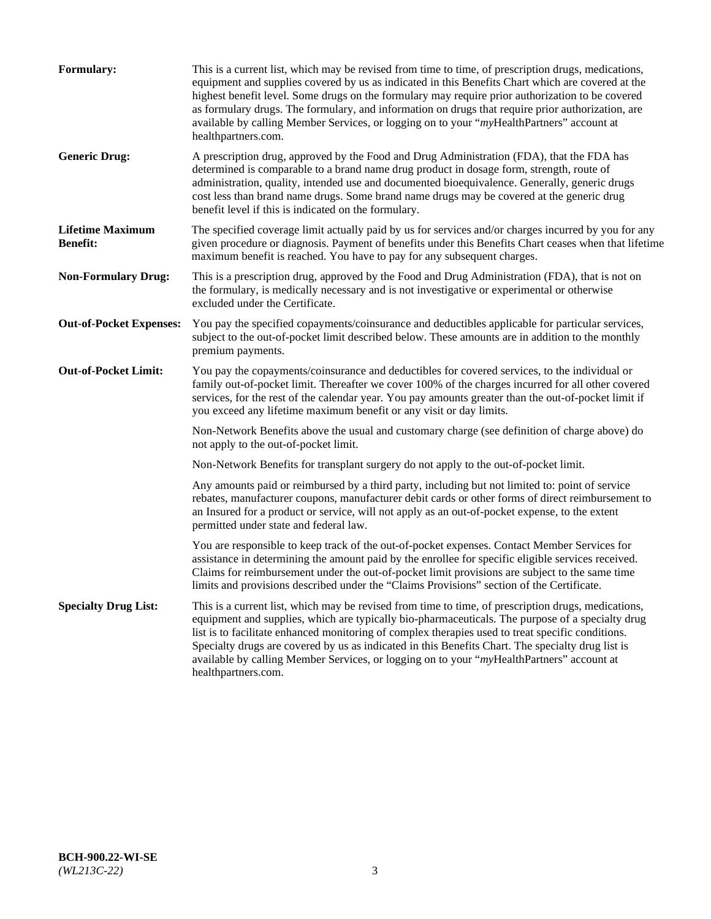**Formulary:** This is a current list, which may be revised from time to time, of prescription drugs, medications, equipment and supplies covered by us as indicated in this Benefits Chart which are covered at the highest benefit level. Some drugs on the formulary may require prior authorization to be covered as formulary drugs. The formulary, and information on drugs that require prior authorization, are available by calling Member Services, or logging on to your "*my*HealthPartners" account at healthpartners.com.

**Generic Drug:** A prescription drug, approved by the Food and Drug Administration (FDA), that the FDA has determined is comparable to a brand name drug product in dosage form, strength, route of administration, quality, intended use and documented bioequivalence. Generally, generic drugs cost less than brand name drugs. Some brand name drugs may be covered at the generic drug benefit level if this is indicated on the formulary.

**Lifetime Maximum Benefit:** The specified coverage limit actually paid by us for services and/or charges incurred by you for any given procedure or diagnosis. Payment of benefits under this Benefits Chart ceases when that lifetime maximum benefit is reached. You have to pay for any subsequent charges.

**Non-Formulary Drug:** This is a prescription drug, approved by the Food and Drug Administration (FDA), that is not on the formulary, is medically necessary and is not investigative or experimental or otherwise excluded under the Certificate.

**Out-of-Pocket Expenses:** You pay the specified copayments/coinsurance and deductibles applicable for particular services, subject to the out-of-pocket limit described below. These amounts are in addition to the monthly premium payments.

**Out-of-Pocket Limit:** You pay the copayments/coinsurance and deductibles for covered services, to the individual or family out-of-pocket limit. Thereafter we cover 100% of the charges incurred for all other covered services, for the rest of the calendar year. You pay amounts greater than the out-of-pocket limit if you exceed any lifetime maximum benefit or any visit or day limits.

Non-Network Benefits above the usual and customary charge (see definition of charge above) do not apply to the out-of-pocket limit.

Non-Network Benefits for transplant surgery do not apply to the out-of-pocket limit.

Any amounts paid or reimbursed by a third party, including but not limited to: point of service rebates, manufacturer coupons, manufacturer debit cards or other forms of direct reimbursement to an Insured for a product or service, will not apply as an out-of-pocket expense, to the extent permitted under state and federal law.

You are responsible to keep track of the out-of-pocket expenses. Contact Member Services for assistance in determining the amount paid by the enrollee for specific eligible services received. Claims for reimbursement under the out-of-pocket limit provisions are subject to the same time limits and provisions described under the "Claims Provisions" section of the Certificate.

**Specialty Drug List:** This is a current list, which may be revised from time to time, of prescription drugs, medications, equipment and supplies, which are typically bio-pharmaceuticals. The purpose of a specialty drug list is to facilitate enhanced monitoring of complex therapies used to treat specific conditions. Specialty drugs are covered by us as indicated in this Benefits Chart. The specialty drug list is available by calling Member Services, or logging on to your "*my*HealthPartners" account at healthpartners.com.

**BCH-900.22-WI-SE**
*(WL213C-22)*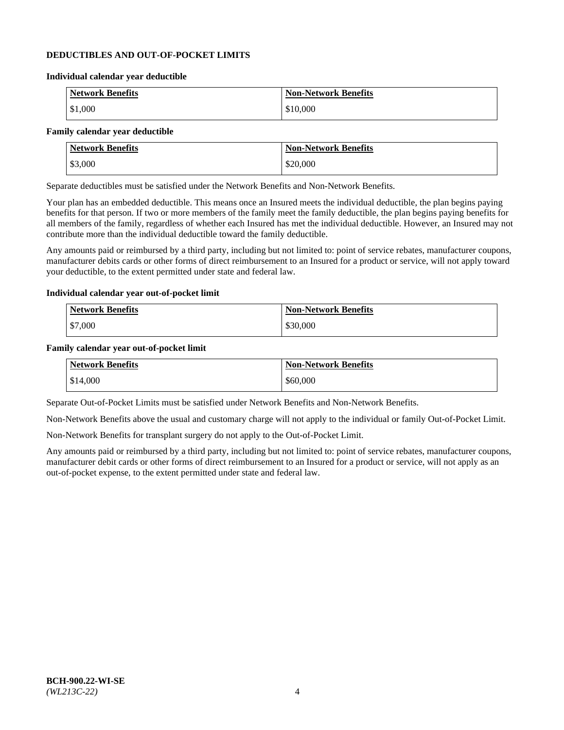## DEDUCTIBLES AND OUT-OF-POCKET LIMITS

**Individual calendar year deductible**

| Network Benefits | Non-Network Benefits |
| --- | --- |
| $1,000 | $10,000 |

**Family calendar year deductible**

| Network Benefits | Non-Network Benefits |
| --- | --- |
| $3,000 | $20,000 |

Separate deductibles must be satisfied under the Network Benefits and Non-Network Benefits.

Your plan has an embedded deductible. This means once an Insured meets the individual deductible, the plan begins paying benefits for that person. If two or more members of the family meet the family deductible, the plan begins paying benefits for all members of the family, regardless of whether each Insured has met the individual deductible. However, an Insured may not contribute more than the individual deductible toward the family deductible.

Any amounts paid or reimbursed by a third party, including but not limited to: point of service rebates, manufacturer coupons, manufacturer debits cards or other forms of direct reimbursement to an Insured for a product or service, will not apply toward your deductible, to the extent permitted under state and federal law.

**Individual calendar year out-of-pocket limit**

| Network Benefits | Non-Network Benefits |
| --- | --- |
| $7,000 | $30,000 |

**Family calendar year out-of-pocket limit**

| Network Benefits | Non-Network Benefits |
| --- | --- |
| $14,000 | $60,000 |

Separate Out-of-Pocket Limits must be satisfied under Network Benefits and Non-Network Benefits.

Non-Network Benefits above the usual and customary charge will not apply to the individual or family Out-of-Pocket Limit.

Non-Network Benefits for transplant surgery do not apply to the Out-of-Pocket Limit.

Any amounts paid or reimbursed by a third party, including but not limited to: point of service rebates, manufacturer coupons, manufacturer debit cards or other forms of direct reimbursement to an Insured for a product or service, will not apply as an out-of-pocket expense, to the extent permitted under state and federal law.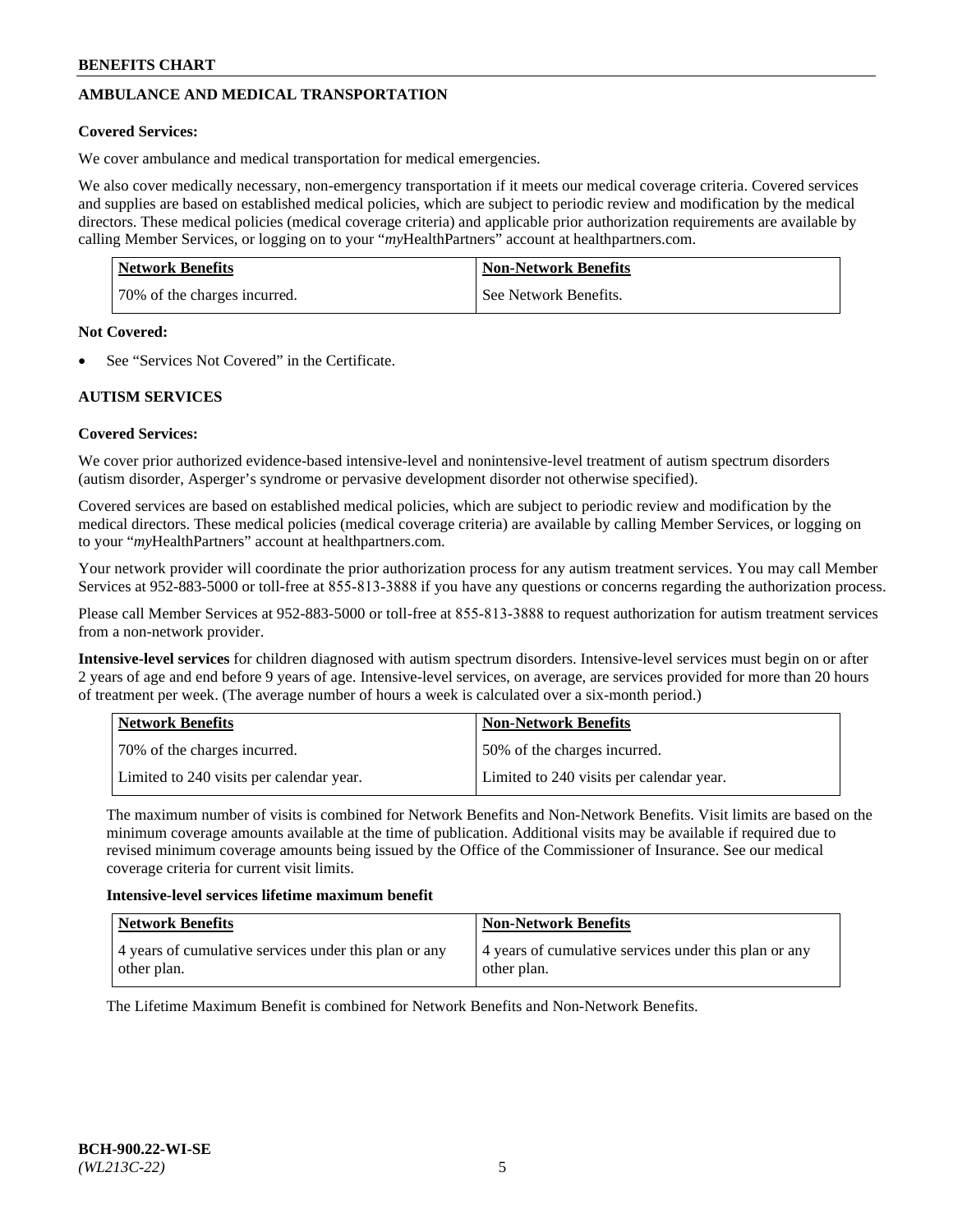## AMBULANCE AND MEDICAL TRANSPORTATION

**Covered Services:**

We cover ambulance and medical transportation for medical emergencies.

We also cover medically necessary, non-emergency transportation if it meets our medical coverage criteria. Covered services and supplies are based on established medical policies, which are subject to periodic review and modification by the medical directors. These medical policies (medical coverage criteria) and applicable prior authorization requirements are available by calling Member Services, or logging on to your "*my*HealthPartners" account at healthpartners.com.

| Network Benefits | Non-Network Benefits |
|---|---|
| 70% of the charges incurred. | See Network Benefits. |

**Not Covered:**

- See "Services Not Covered" in the Certificate.

## AUTISM SERVICES

**Covered Services:**

We cover prior authorized evidence-based intensive-level and nonintensive-level treatment of autism spectrum disorders (autism disorder, Asperger's syndrome or pervasive development disorder not otherwise specified).

Covered services are based on established medical policies, which are subject to periodic review and modification by the medical directors. These medical policies (medical coverage criteria) are available by calling Member Services, or logging on to your "*my*HealthPartners" account at healthpartners.com.

Your network provider will coordinate the prior authorization process for any autism treatment services. You may call Member Services at 952-883-5000 or toll-free at 855-813-3888 if you have any questions or concerns regarding the authorization process.

Please call Member Services at 952-883-5000 or toll-free at 855-813-3888 to request authorization for autism treatment services from a non-network provider.

**Intensive-level services** for children diagnosed with autism spectrum disorders. Intensive-level services must begin on or after 2 years of age and end before 9 years of age. Intensive-level services, on average, are services provided for more than 20 hours of treatment per week. (The average number of hours a week is calculated over a six-month period.)

| Network Benefits | Non-Network Benefits |
|---|---|
| 70% of the charges incurred. | 50% of the charges incurred. |
| Limited to 240 visits per calendar year. | Limited to 240 visits per calendar year. |

The maximum number of visits is combined for Network Benefits and Non-Network Benefits. Visit limits are based on the minimum coverage amounts available at the time of publication. Additional visits may be available if required due to revised minimum coverage amounts being issued by the Office of the Commissioner of Insurance. See our medical coverage criteria for current visit limits.

**Intensive-level services lifetime maximum benefit**

| Network Benefits | Non-Network Benefits |
|---|---|
| 4 years of cumulative services under this plan or any other plan. | 4 years of cumulative services under this plan or any other plan. |

The Lifetime Maximum Benefit is combined for Network Benefits and Non-Network Benefits.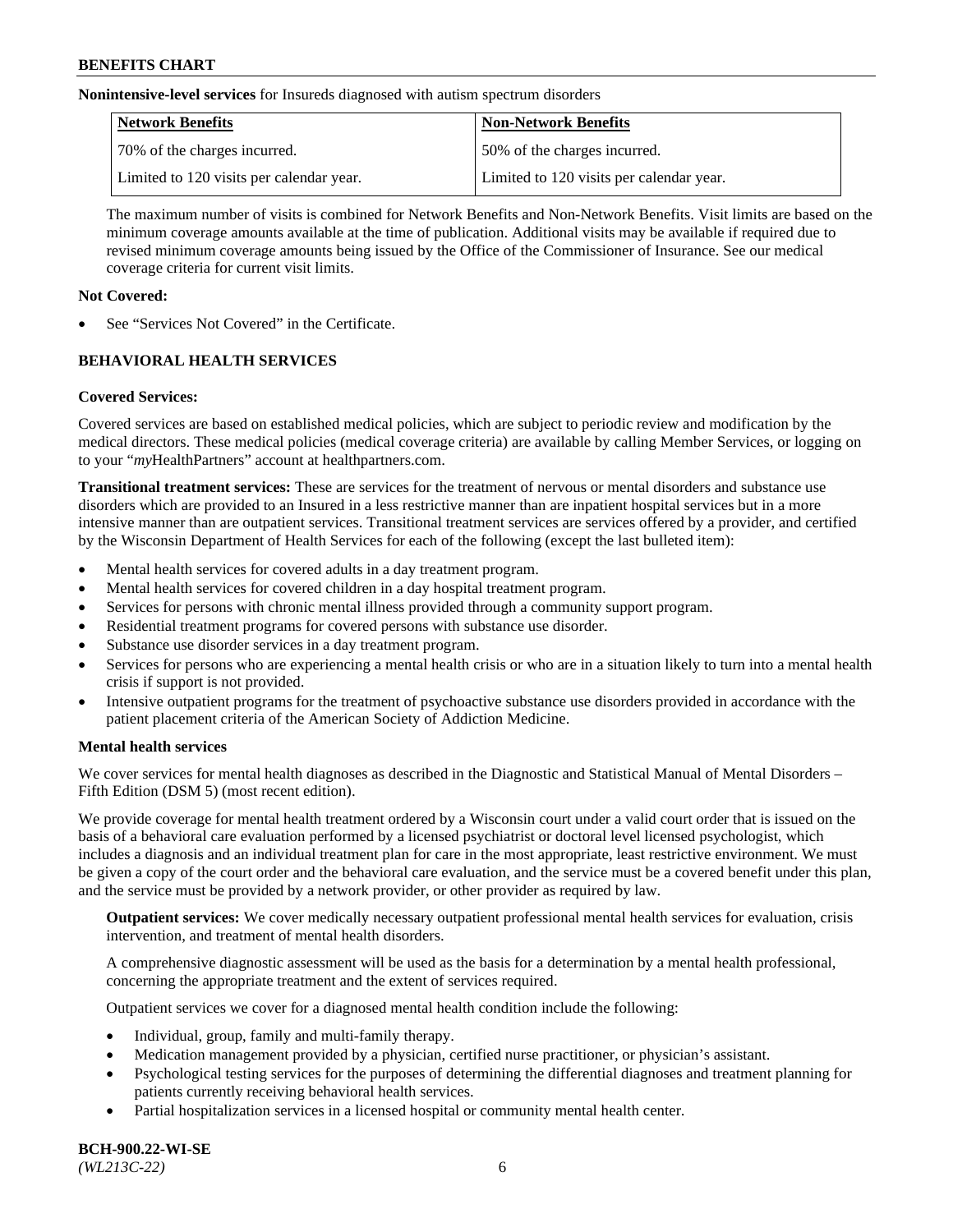**Nonintensive-level services** for Insureds diagnosed with autism spectrum disorders

| Network Benefits | Non-Network Benefits |
|---|---|
| 70% of the charges incurred. | 50% of the charges incurred. |
| Limited to 120 visits per calendar year. | Limited to 120 visits per calendar year. |

The maximum number of visits is combined for Network Benefits and Non-Network Benefits. Visit limits are based on the minimum coverage amounts available at the time of publication. Additional visits may be available if required due to revised minimum coverage amounts being issued by the Office of the Commissioner of Insurance. See our medical coverage criteria for current visit limits.

**Not Covered:**

- See "Services Not Covered" in the Certificate.

## BEHAVIORAL HEALTH SERVICES

**Covered Services:**

Covered services are based on established medical policies, which are subject to periodic review and modification by the medical directors. These medical policies (medical coverage criteria) are available by calling Member Services, or logging on to your "*my*HealthPartners" account at healthpartners.com.

**Transitional treatment services:** These are services for the treatment of nervous or mental disorders and substance use disorders which are provided to an Insured in a less restrictive manner than are inpatient hospital services but in a more intensive manner than are outpatient services. Transitional treatment services are services offered by a provider, and certified by the Wisconsin Department of Health Services for each of the following (except the last bulleted item):

- Mental health services for covered adults in a day treatment program.
- Mental health services for covered children in a day hospital treatment program.
- Services for persons with chronic mental illness provided through a community support program.
- Residential treatment programs for covered persons with substance use disorder.
- Substance use disorder services in a day treatment program.
- Services for persons who are experiencing a mental health crisis or who are in a situation likely to turn into a mental health crisis if support is not provided.
- Intensive outpatient programs for the treatment of psychoactive substance use disorders provided in accordance with the patient placement criteria of the American Society of Addiction Medicine.

**Mental health services**

We cover services for mental health diagnoses as described in the Diagnostic and Statistical Manual of Mental Disorders – Fifth Edition (DSM 5) (most recent edition).

We provide coverage for mental health treatment ordered by a Wisconsin court under a valid court order that is issued on the basis of a behavioral care evaluation performed by a licensed psychiatrist or doctoral level licensed psychologist, which includes a diagnosis and an individual treatment plan for care in the most appropriate, least restrictive environment. We must be given a copy of the court order and the behavioral care evaluation, and the service must be a covered benefit under this plan, and the service must be provided by a network provider, or other provider as required by law.

**Outpatient services:** We cover medically necessary outpatient professional mental health services for evaluation, crisis intervention, and treatment of mental health disorders.

A comprehensive diagnostic assessment will be used as the basis for a determination by a mental health professional, concerning the appropriate treatment and the extent of services required.

Outpatient services we cover for a diagnosed mental health condition include the following:

- Individual, group, family and multi-family therapy.
- Medication management provided by a physician, certified nurse practitioner, or physician's assistant.
- Psychological testing services for the purposes of determining the differential diagnoses and treatment planning for patients currently receiving behavioral health services.
- Partial hospitalization services in a licensed hospital or community mental health center.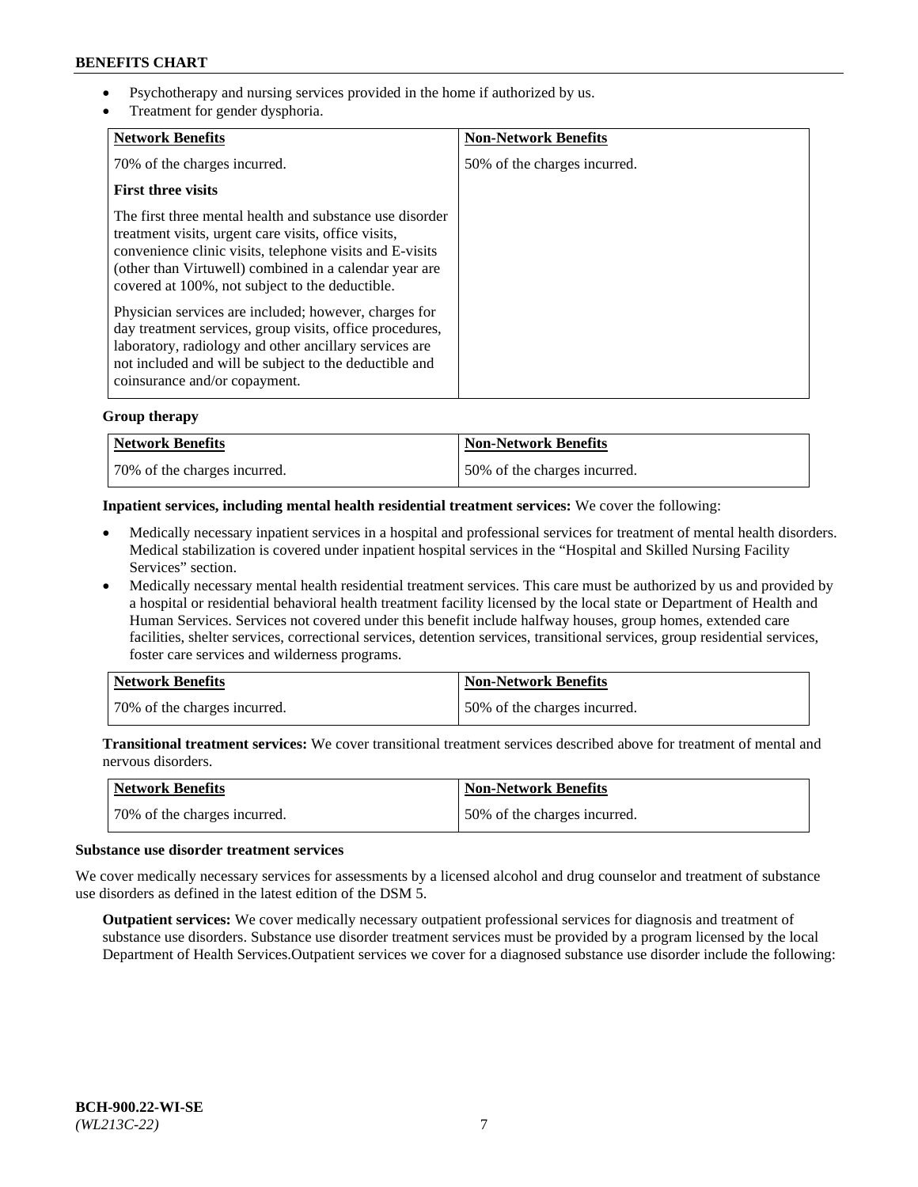- Psychotherapy and nursing services provided in the home if authorized by us.
- Treatment for gender dysphoria.

| Network Benefits | Non-Network Benefits |
|---|---|
| 70% of the charges incurred.<br><br>**First three visits**<br><br>The first three mental health and substance use disorder treatment visits, urgent care visits, office visits, convenience clinic visits, telephone visits and E-visits (other than Virtuwell) combined in a calendar year are covered at 100%, not subject to the deductible.<br><br>Physician services are included; however, charges for day treatment services, group visits, office procedures, laboratory, radiology and other ancillary services are not included and will be subject to the deductible and coinsurance and/or copayment. | 50% of the charges incurred. |

**Group therapy**

| Network Benefits | Non-Network Benefits |
|---|---|
| 70% of the charges incurred. | 50% of the charges incurred. |

**Inpatient services, including mental health residential treatment services:** We cover the following:

- Medically necessary inpatient services in a hospital and professional services for treatment of mental health disorders. Medical stabilization is covered under inpatient hospital services in the "Hospital and Skilled Nursing Facility Services" section.
- Medically necessary mental health residential treatment services. This care must be authorized by us and provided by a hospital or residential behavioral health treatment facility licensed by the local state or Department of Health and Human Services. Services not covered under this benefit include halfway houses, group homes, extended care facilities, shelter services, correctional services, detention services, transitional services, group residential services, foster care services and wilderness programs.

| Network Benefits | Non-Network Benefits |
|---|---|
| 70% of the charges incurred. | 50% of the charges incurred. |

**Transitional treatment services:** We cover transitional treatment services described above for treatment of mental and nervous disorders.

| Network Benefits | Non-Network Benefits |
|---|---|
| 70% of the charges incurred. | 50% of the charges incurred. |

**Substance use disorder treatment services**

We cover medically necessary services for assessments by a licensed alcohol and drug counselor and treatment of substance use disorders as defined in the latest edition of the DSM 5.

**Outpatient services:** We cover medically necessary outpatient professional services for diagnosis and treatment of substance use disorders. Substance use disorder treatment services must be provided by a program licensed by the local Department of Health Services.Outpatient services we cover for a diagnosed substance use disorder include the following: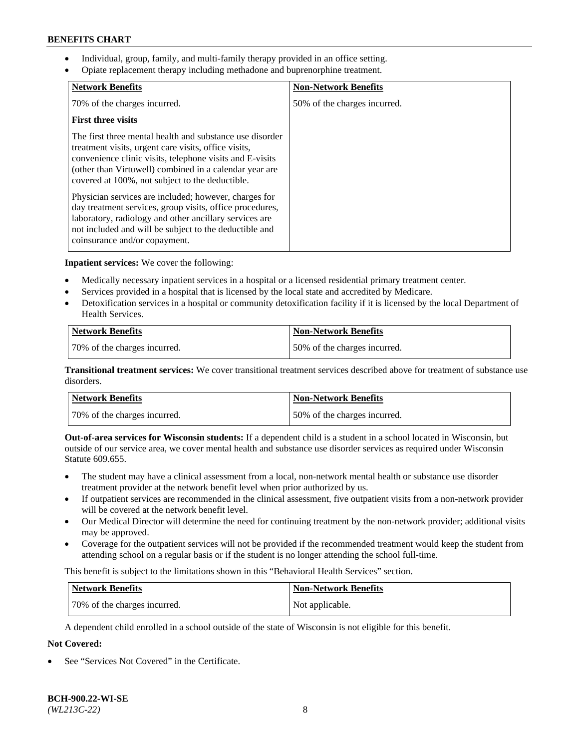- Individual, group, family, and multi-family therapy provided in an office setting.
- Opiate replacement therapy including methadone and buprenorphine treatment.

| Network Benefits | Non-Network Benefits |
|---|---|
| 70% of the charges incurred.<br><br>**First three visits**<br><br>The first three mental health and substance use disorder treatment visits, urgent care visits, office visits, convenience clinic visits, telephone visits and E-visits (other than Virtuwell) combined in a calendar year are covered at 100%, not subject to the deductible.<br><br>Physician services are included; however, charges for day treatment services, group visits, office procedures, laboratory, radiology and other ancillary services are not included and will be subject to the deductible and coinsurance and/or copayment. | 50% of the charges incurred. |

**Inpatient services:** We cover the following:

- Medically necessary inpatient services in a hospital or a licensed residential primary treatment center.
- Services provided in a hospital that is licensed by the local state and accredited by Medicare.
- Detoxification services in a hospital or community detoxification facility if it is licensed by the local Department of Health Services.

| Network Benefits | Non-Network Benefits |
|---|---|
| 70% of the charges incurred. | 50% of the charges incurred. |

**Transitional treatment services:** We cover transitional treatment services described above for treatment of substance use disorders.

| Network Benefits | Non-Network Benefits |
|---|---|
| 70% of the charges incurred. | 50% of the charges incurred. |

**Out-of-area services for Wisconsin students:** If a dependent child is a student in a school located in Wisconsin, but outside of our service area, we cover mental health and substance use disorder services as required under Wisconsin Statute 609.655.

- The student may have a clinical assessment from a local, non-network mental health or substance use disorder treatment provider at the network benefit level when prior authorized by us.
- If outpatient services are recommended in the clinical assessment, five outpatient visits from a non-network provider will be covered at the network benefit level.
- Our Medical Director will determine the need for continuing treatment by the non-network provider; additional visits may be approved.
- Coverage for the outpatient services will not be provided if the recommended treatment would keep the student from attending school on a regular basis or if the student is no longer attending the school full-time.

This benefit is subject to the limitations shown in this "Behavioral Health Services" section.

| Network Benefits | Non-Network Benefits |
|---|---|
| 70% of the charges incurred. | Not applicable. |

A dependent child enrolled in a school outside of the state of Wisconsin is not eligible for this benefit.

**Not Covered:**

- See "Services Not Covered" in the Certificate.

BCH-900.22-WI-SE
*(WL213C-22)*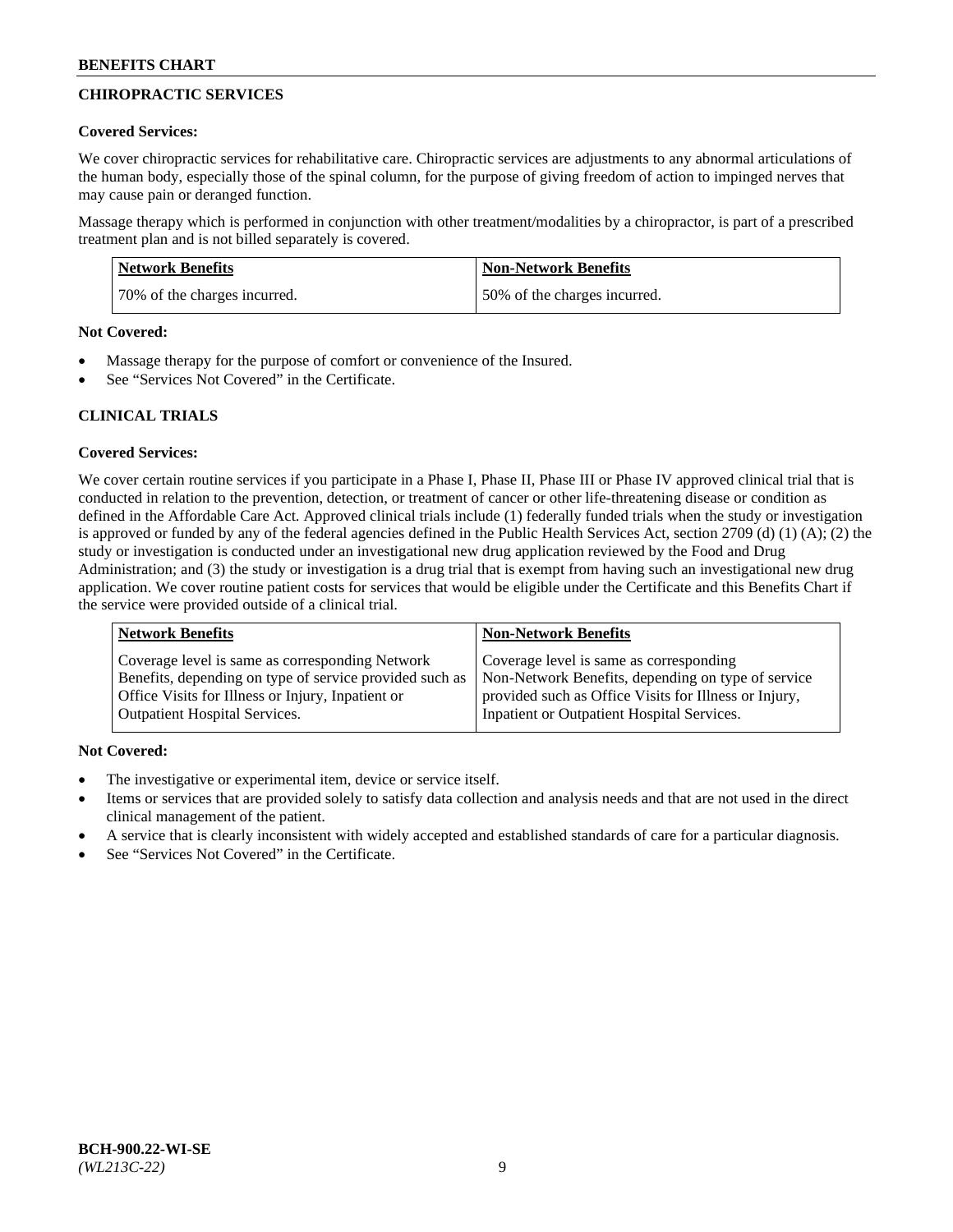## CHIROPRACTIC SERVICES

**Covered Services:**

We cover chiropractic services for rehabilitative care. Chiropractic services are adjustments to any abnormal articulations of the human body, especially those of the spinal column, for the purpose of giving freedom of action to impinged nerves that may cause pain or deranged function.

Massage therapy which is performed in conjunction with other treatment/modalities by a chiropractor, is part of a prescribed treatment plan and is not billed separately is covered.

| Network Benefits | Non-Network Benefits |
|---|---|
| 70% of the charges incurred. | 50% of the charges incurred. |

**Not Covered:**

- Massage therapy for the purpose of comfort or convenience of the Insured.
- See "Services Not Covered" in the Certificate.

## CLINICAL TRIALS

**Covered Services:**

We cover certain routine services if you participate in a Phase I, Phase II, Phase III or Phase IV approved clinical trial that is conducted in relation to the prevention, detection, or treatment of cancer or other life-threatening disease or condition as defined in the Affordable Care Act. Approved clinical trials include (1) federally funded trials when the study or investigation is approved or funded by any of the federal agencies defined in the Public Health Services Act, section 2709 (d) (1) (A); (2) the study or investigation is conducted under an investigational new drug application reviewed by the Food and Drug Administration; and (3) the study or investigation is a drug trial that is exempt from having such an investigational new drug application. We cover routine patient costs for services that would be eligible under the Certificate and this Benefits Chart if the service were provided outside of a clinical trial.

| Network Benefits | Non-Network Benefits |
|---|---|
| Coverage level is same as corresponding Network Benefits, depending on type of service provided such as Office Visits for Illness or Injury, Inpatient or Outpatient Hospital Services. | Coverage level is same as corresponding Non-Network Benefits, depending on type of service provided such as Office Visits for Illness or Injury, Inpatient or Outpatient Hospital Services. |

**Not Covered:**

- The investigative or experimental item, device or service itself.
- Items or services that are provided solely to satisfy data collection and analysis needs and that are not used in the direct clinical management of the patient.
- A service that is clearly inconsistent with widely accepted and established standards of care for a particular diagnosis.
- See "Services Not Covered" in the Certificate.

BCH-900.22-WI-SE
*(WL213C-22)*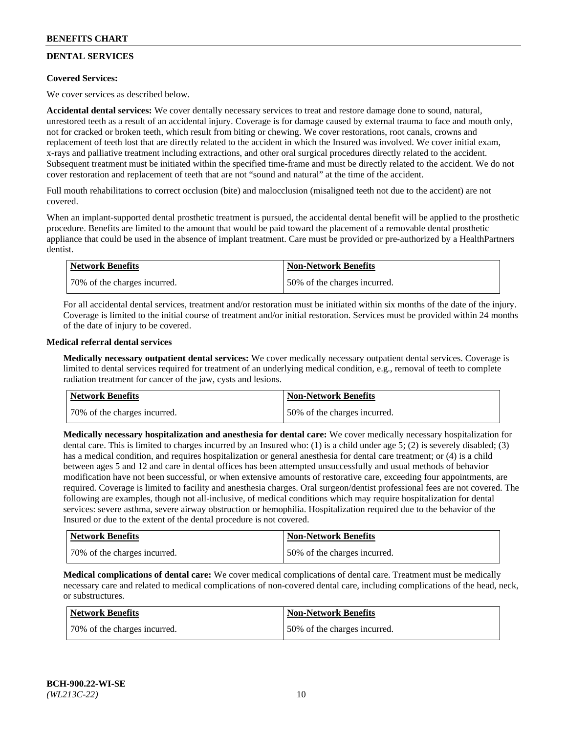## DENTAL SERVICES

**Covered Services:**

We cover services as described below.

**Accidental dental services:** We cover dentally necessary services to treat and restore damage done to sound, natural, unrestored teeth as a result of an accidental injury. Coverage is for damage caused by external trauma to face and mouth only, not for cracked or broken teeth, which result from biting or chewing. We cover restorations, root canals, crowns and replacement of teeth lost that are directly related to the accident in which the Insured was involved. We cover initial exam, x-rays and palliative treatment including extractions, and other oral surgical procedures directly related to the accident. Subsequent treatment must be initiated within the specified time-frame and must be directly related to the accident. We do not cover restoration and replacement of teeth that are not "sound and natural" at the time of the accident.

Full mouth rehabilitations to correct occlusion (bite) and malocclusion (misaligned teeth not due to the accident) are not covered.

When an implant-supported dental prosthetic treatment is pursued, the accidental dental benefit will be applied to the prosthetic procedure. Benefits are limited to the amount that would be paid toward the placement of a removable dental prosthetic appliance that could be used in the absence of implant treatment. Care must be provided or pre-authorized by a HealthPartners dentist.

| Network Benefits | Non-Network Benefits |
| --- | --- |
| 70% of the charges incurred. | 50% of the charges incurred. |

For all accidental dental services, treatment and/or restoration must be initiated within six months of the date of the injury. Coverage is limited to the initial course of treatment and/or initial restoration. Services must be provided within 24 months of the date of injury to be covered.

**Medical referral dental services**

**Medically necessary outpatient dental services:** We cover medically necessary outpatient dental services. Coverage is limited to dental services required for treatment of an underlying medical condition, e.g., removal of teeth to complete radiation treatment for cancer of the jaw, cysts and lesions.

| Network Benefits | Non-Network Benefits |
| --- | --- |
| 70% of the charges incurred. | 50% of the charges incurred. |

**Medically necessary hospitalization and anesthesia for dental care:** We cover medically necessary hospitalization for dental care. This is limited to charges incurred by an Insured who: (1) is a child under age 5; (2) is severely disabled; (3) has a medical condition, and requires hospitalization or general anesthesia for dental care treatment; or (4) is a child between ages 5 and 12 and care in dental offices has been attempted unsuccessfully and usual methods of behavior modification have not been successful, or when extensive amounts of restorative care, exceeding four appointments, are required. Coverage is limited to facility and anesthesia charges. Oral surgeon/dentist professional fees are not covered. The following are examples, though not all-inclusive, of medical conditions which may require hospitalization for dental services: severe asthma, severe airway obstruction or hemophilia. Hospitalization required due to the behavior of the Insured or due to the extent of the dental procedure is not covered.

| Network Benefits | Non-Network Benefits |
| --- | --- |
| 70% of the charges incurred. | 50% of the charges incurred. |

**Medical complications of dental care:** We cover medical complications of dental care. Treatment must be medically necessary care and related to medical complications of non-covered dental care, including complications of the head, neck, or substructures.

| Network Benefits | Non-Network Benefits |
| --- | --- |
| 70% of the charges incurred. | 50% of the charges incurred. |

BCH-900.22-WI-SE
*(WL213C-22)*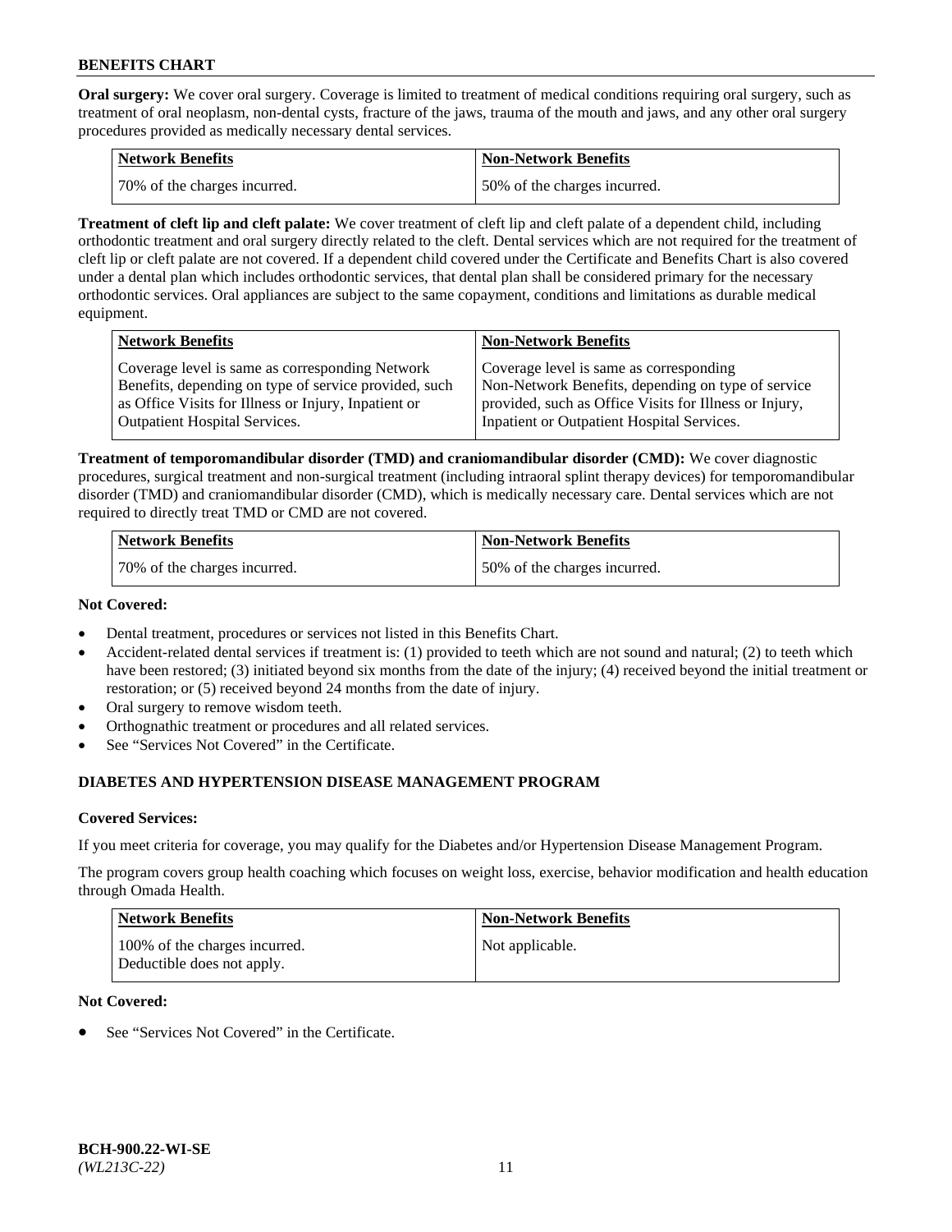**Oral surgery:** We cover oral surgery. Coverage is limited to treatment of medical conditions requiring oral surgery, such as treatment of oral neoplasm, non-dental cysts, fracture of the jaws, trauma of the mouth and jaws, and any other oral surgery procedures provided as medically necessary dental services.

| Network Benefits | Non-Network Benefits |
| --- | --- |
| 70% of the charges incurred. | 50% of the charges incurred. |

**Treatment of cleft lip and cleft palate:** We cover treatment of cleft lip and cleft palate of a dependent child, including orthodontic treatment and oral surgery directly related to the cleft. Dental services which are not required for the treatment of cleft lip or cleft palate are not covered. If a dependent child covered under the Certificate and Benefits Chart is also covered under a dental plan which includes orthodontic services, that dental plan shall be considered primary for the necessary orthodontic services. Oral appliances are subject to the same copayment, conditions and limitations as durable medical equipment.

| Network Benefits | Non-Network Benefits |
| --- | --- |
| Coverage level is same as corresponding Network Benefits, depending on type of service provided, such as Office Visits for Illness or Injury, Inpatient or Outpatient Hospital Services. | Coverage level is same as corresponding Non-Network Benefits, depending on type of service provided, such as Office Visits for Illness or Injury, Inpatient or Outpatient Hospital Services. |

**Treatment of temporomandibular disorder (TMD) and craniomandibular disorder (CMD):** We cover diagnostic procedures, surgical treatment and non-surgical treatment (including intraoral splint therapy devices) for temporomandibular disorder (TMD) and craniomandibular disorder (CMD), which is medically necessary care. Dental services which are not required to directly treat TMD or CMD are not covered.

| Network Benefits | Non-Network Benefits |
| --- | --- |
| 70% of the charges incurred. | 50% of the charges incurred. |

**Not Covered:**

- Dental treatment, procedures or services not listed in this Benefits Chart.
- Accident-related dental services if treatment is: (1) provided to teeth which are not sound and natural; (2) to teeth which have been restored; (3) initiated beyond six months from the date of the injury; (4) received beyond the initial treatment or restoration; or (5) received beyond 24 months from the date of injury.
- Oral surgery to remove wisdom teeth.
- Orthognathic treatment or procedures and all related services.
- See "Services Not Covered" in the Certificate.

## DIABETES AND HYPERTENSION DISEASE MANAGEMENT PROGRAM

**Covered Services:**

If you meet criteria for coverage, you may qualify for the Diabetes and/or Hypertension Disease Management Program.

The program covers group health coaching which focuses on weight loss, exercise, behavior modification and health education through Omada Health.

| Network Benefits | Non-Network Benefits |
| --- | --- |
| 100% of the charges incurred. Deductible does not apply. | Not applicable. |

**Not Covered:**

- See "Services Not Covered" in the Certificate.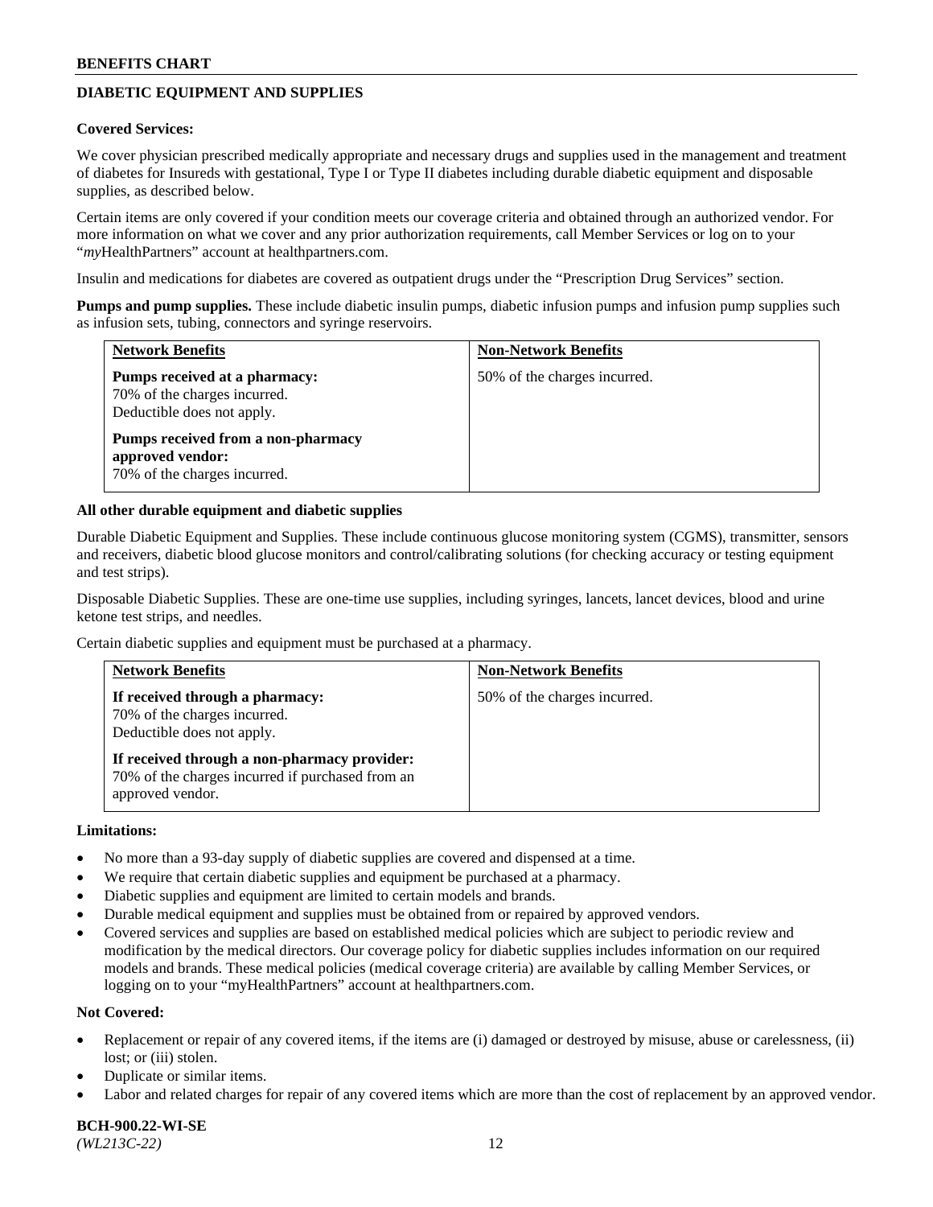## DIABETIC EQUIPMENT AND SUPPLIES

**Covered Services:**

We cover physician prescribed medically appropriate and necessary drugs and supplies used in the management and treatment of diabetes for Insureds with gestational, Type I or Type II diabetes including durable diabetic equipment and disposable supplies, as described below.

Certain items are only covered if your condition meets our coverage criteria and obtained through an authorized vendor. For more information on what we cover and any prior authorization requirements, call Member Services or log on to your "*my*HealthPartners" account at healthpartners.com.

Insulin and medications for diabetes are covered as outpatient drugs under the "Prescription Drug Services" section.

**Pumps and pump supplies.** These include diabetic insulin pumps, diabetic infusion pumps and infusion pump supplies such as infusion sets, tubing, connectors and syringe reservoirs.

| Network Benefits | Non-Network Benefits |
| --- | --- |
| **Pumps received at a pharmacy:** 70% of the charges incurred. Deductible does not apply.<br><br>**Pumps received from a non-pharmacy approved vendor:** 70% of the charges incurred. | 50% of the charges incurred. |

**All other durable equipment and diabetic supplies**

Durable Diabetic Equipment and Supplies. These include continuous glucose monitoring system (CGMS), transmitter, sensors and receivers, diabetic blood glucose monitors and control/calibrating solutions (for checking accuracy or testing equipment and test strips).

Disposable Diabetic Supplies. These are one-time use supplies, including syringes, lancets, lancet devices, blood and urine ketone test strips, and needles.

Certain diabetic supplies and equipment must be purchased at a pharmacy.

| Network Benefits | Non-Network Benefits |
| --- | --- |
| **If received through a pharmacy:** 70% of the charges incurred. Deductible does not apply.<br><br>**If received through a non-pharmacy provider:** 70% of the charges incurred if purchased from an approved vendor. | 50% of the charges incurred. |

**Limitations:**

- No more than a 93-day supply of diabetic supplies are covered and dispensed at a time.
- We require that certain diabetic supplies and equipment be purchased at a pharmacy.
- Diabetic supplies and equipment are limited to certain models and brands.
- Durable medical equipment and supplies must be obtained from or repaired by approved vendors.
- Covered services and supplies are based on established medical policies which are subject to periodic review and modification by the medical directors. Our coverage policy for diabetic supplies includes information on our required models and brands. These medical policies (medical coverage criteria) are available by calling Member Services, or logging on to your "myHealthPartners" account at healthpartners.com.

**Not Covered:**

- Replacement or repair of any covered items, if the items are (i) damaged or destroyed by misuse, abuse or carelessness, (ii) lost; or (iii) stolen.
- Duplicate or similar items.
- Labor and related charges for repair of any covered items which are more than the cost of replacement by an approved vendor.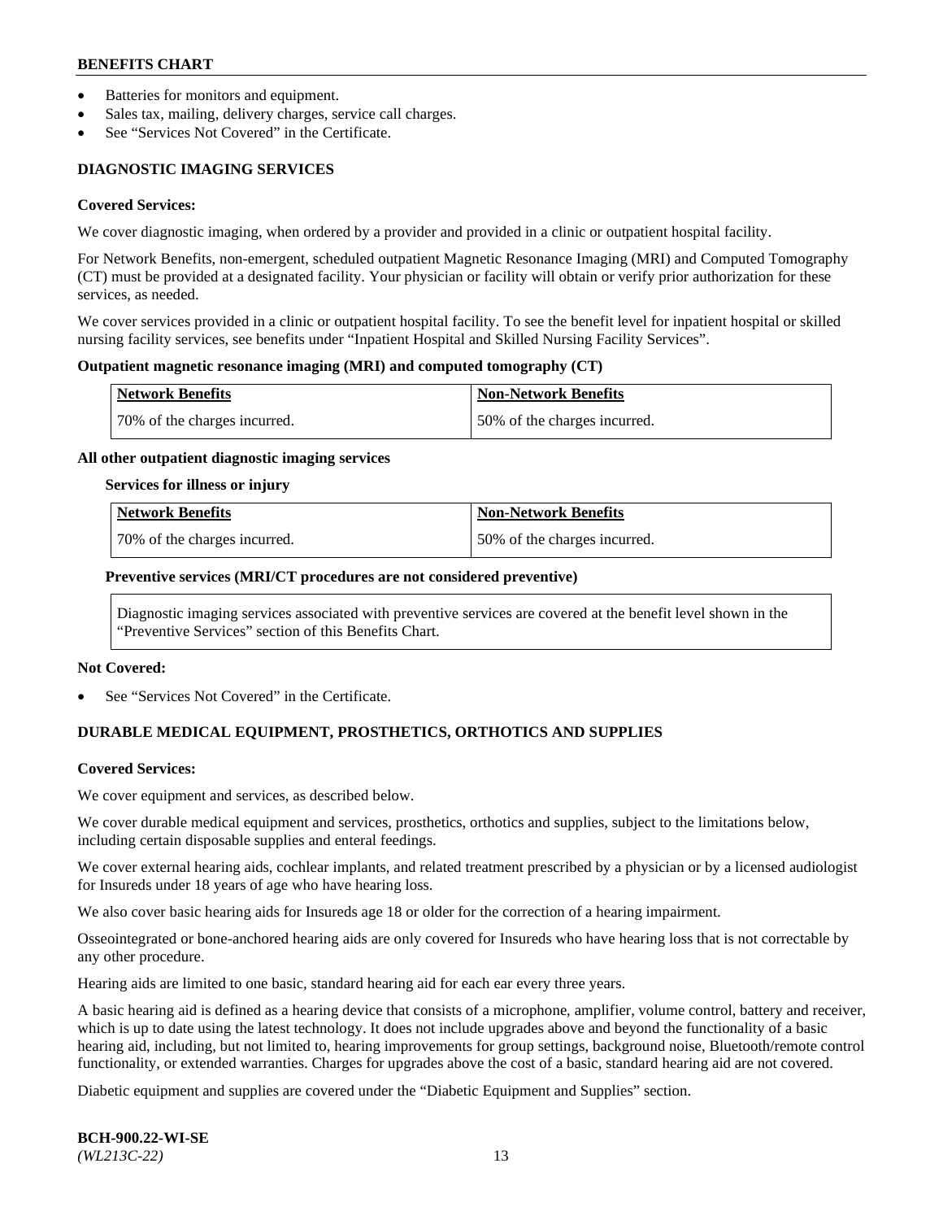- Batteries for monitors and equipment.
- Sales tax, mailing, delivery charges, service call charges.
- See "Services Not Covered" in the Certificate.

## DIAGNOSTIC IMAGING SERVICES

**Covered Services:**

We cover diagnostic imaging, when ordered by a provider and provided in a clinic or outpatient hospital facility.

For Network Benefits, non-emergent, scheduled outpatient Magnetic Resonance Imaging (MRI) and Computed Tomography (CT) must be provided at a designated facility. Your physician or facility will obtain or verify prior authorization for these services, as needed.

We cover services provided in a clinic or outpatient hospital facility. To see the benefit level for inpatient hospital or skilled nursing facility services, see benefits under "Inpatient Hospital and Skilled Nursing Facility Services".

**Outpatient magnetic resonance imaging (MRI) and computed tomography (CT)**

| Network Benefits | Non-Network Benefits |
|---|---|
| 70% of the charges incurred. | 50% of the charges incurred. |

**All other outpatient diagnostic imaging services**

**Services for illness or injury**

| Network Benefits | Non-Network Benefits |
|---|---|
| 70% of the charges incurred. | 50% of the charges incurred. |

**Preventive services (MRI/CT procedures are not considered preventive)**

Diagnostic imaging services associated with preventive services are covered at the benefit level shown in the "Preventive Services" section of this Benefits Chart.

**Not Covered:**

- See "Services Not Covered" in the Certificate.

## DURABLE MEDICAL EQUIPMENT, PROSTHETICS, ORTHOTICS AND SUPPLIES

**Covered Services:**

We cover equipment and services, as described below.

We cover durable medical equipment and services, prosthetics, orthotics and supplies, subject to the limitations below, including certain disposable supplies and enteral feedings.

We cover external hearing aids, cochlear implants, and related treatment prescribed by a physician or by a licensed audiologist for Insureds under 18 years of age who have hearing loss.

We also cover basic hearing aids for Insureds age 18 or older for the correction of a hearing impairment.

Osseointegrated or bone-anchored hearing aids are only covered for Insureds who have hearing loss that is not correctable by any other procedure.

Hearing aids are limited to one basic, standard hearing aid for each ear every three years.

A basic hearing aid is defined as a hearing device that consists of a microphone, amplifier, volume control, battery and receiver, which is up to date using the latest technology. It does not include upgrades above and beyond the functionality of a basic hearing aid, including, but not limited to, hearing improvements for group settings, background noise, Bluetooth/remote control functionality, or extended warranties. Charges for upgrades above the cost of a basic, standard hearing aid are not covered.

Diabetic equipment and supplies are covered under the "Diabetic Equipment and Supplies" section.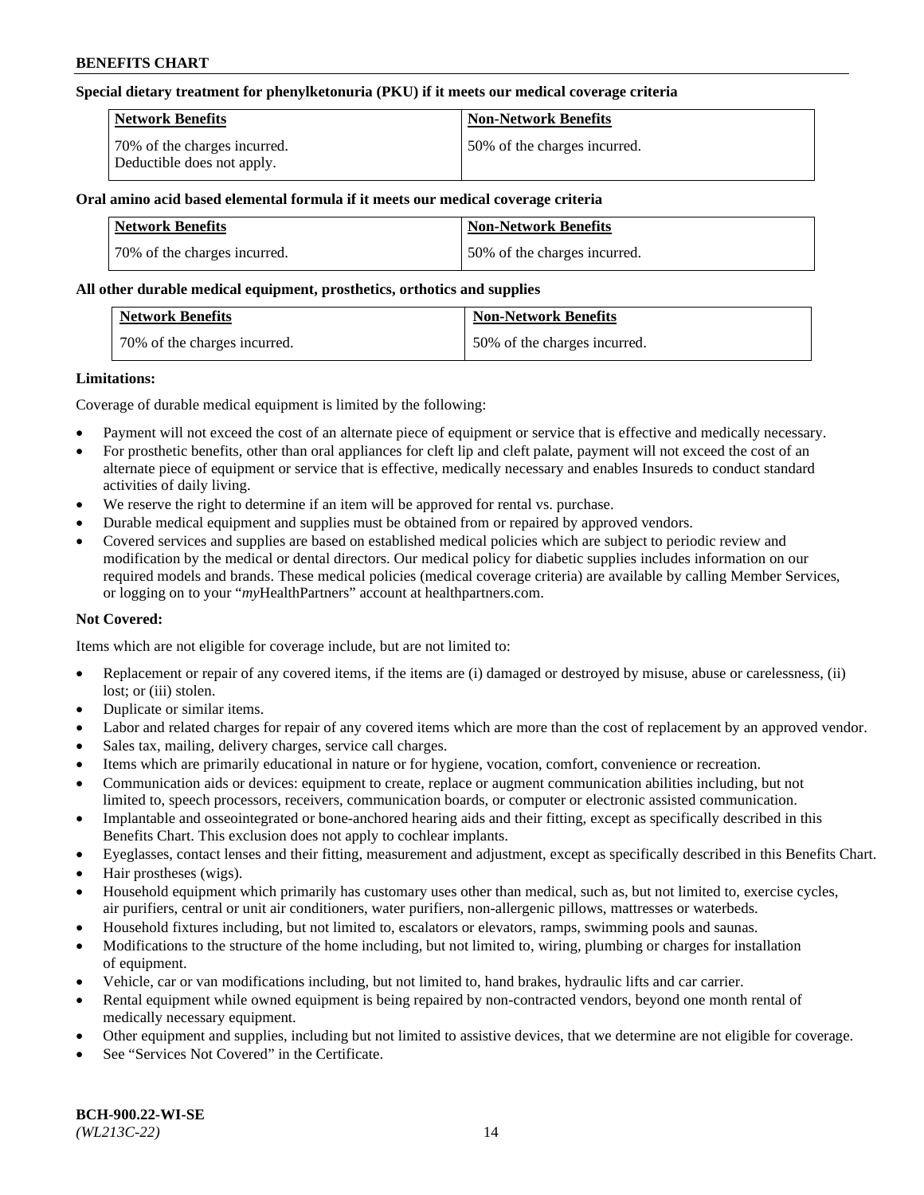**Special dietary treatment for phenylketonuria (PKU) if it meets our medical coverage criteria**

| Network Benefits | Non-Network Benefits |
| --- | --- |
| 70% of the charges incurred. Deductible does not apply. | 50% of the charges incurred. |

**Oral amino acid based elemental formula if it meets our medical coverage criteria**

| Network Benefits | Non-Network Benefits |
| --- | --- |
| 70% of the charges incurred. | 50% of the charges incurred. |

**All other durable medical equipment, prosthetics, orthotics and supplies**

| Network Benefits | Non-Network Benefits |
| --- | --- |
| 70% of the charges incurred. | 50% of the charges incurred. |

**Limitations:**

Coverage of durable medical equipment is limited by the following:

- Payment will not exceed the cost of an alternate piece of equipment or service that is effective and medically necessary.
- For prosthetic benefits, other than oral appliances for cleft lip and cleft palate, payment will not exceed the cost of an alternate piece of equipment or service that is effective, medically necessary and enables Insureds to conduct standard activities of daily living.
- We reserve the right to determine if an item will be approved for rental vs. purchase.
- Durable medical equipment and supplies must be obtained from or repaired by approved vendors.
- Covered services and supplies are based on established medical policies which are subject to periodic review and modification by the medical or dental directors. Our medical policy for diabetic supplies includes information on our required models and brands. These medical policies (medical coverage criteria) are available by calling Member Services, or logging on to your "*my*HealthPartners" account at healthpartners.com.

**Not Covered:**

Items which are not eligible for coverage include, but are not limited to:

- Replacement or repair of any covered items, if the items are (i) damaged or destroyed by misuse, abuse or carelessness, (ii) lost; or (iii) stolen.
- Duplicate or similar items.
- Labor and related charges for repair of any covered items which are more than the cost of replacement by an approved vendor.
- Sales tax, mailing, delivery charges, service call charges.
- Items which are primarily educational in nature or for hygiene, vocation, comfort, convenience or recreation.
- Communication aids or devices: equipment to create, replace or augment communication abilities including, but not limited to, speech processors, receivers, communication boards, or computer or electronic assisted communication.
- Implantable and osseointegrated or bone-anchored hearing aids and their fitting, except as specifically described in this Benefits Chart. This exclusion does not apply to cochlear implants.
- Eyeglasses, contact lenses and their fitting, measurement and adjustment, except as specifically described in this Benefits Chart.
- Hair prostheses (wigs).
- Household equipment which primarily has customary uses other than medical, such as, but not limited to, exercise cycles, air purifiers, central or unit air conditioners, water purifiers, non-allergenic pillows, mattresses or waterbeds.
- Household fixtures including, but not limited to, escalators or elevators, ramps, swimming pools and saunas.
- Modifications to the structure of the home including, but not limited to, wiring, plumbing or charges for installation of equipment.
- Vehicle, car or van modifications including, but not limited to, hand brakes, hydraulic lifts and car carrier.
- Rental equipment while owned equipment is being repaired by non-contracted vendors, beyond one month rental of medically necessary equipment.
- Other equipment and supplies, including but not limited to assistive devices, that we determine are not eligible for coverage.
- See "Services Not Covered" in the Certificate.

**BCH-900.22-WI-SE**
*(WL213C-22)*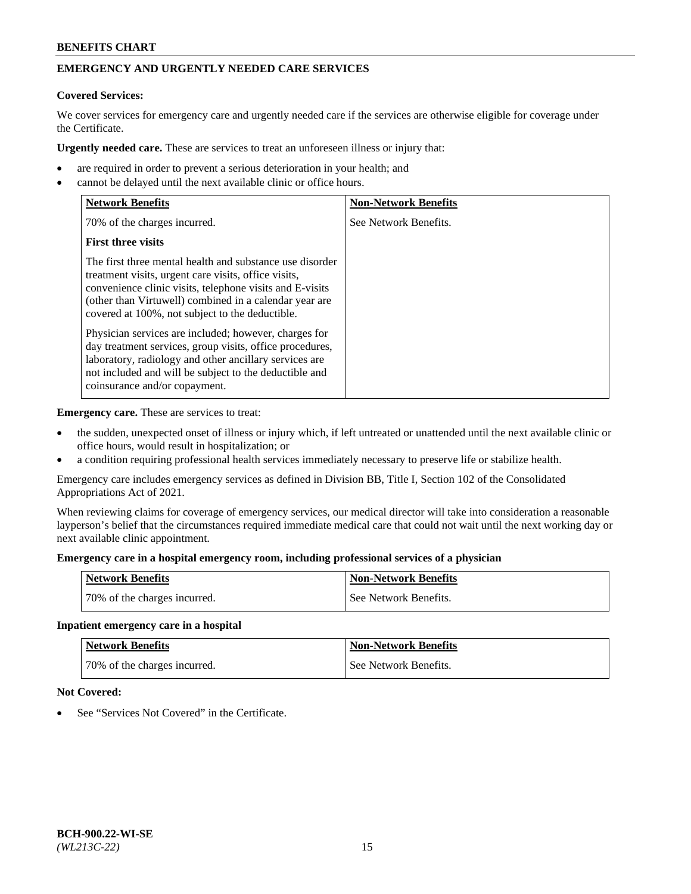## EMERGENCY AND URGENTLY NEEDED CARE SERVICES

**Covered Services:**

We cover services for emergency care and urgently needed care if the services are otherwise eligible for coverage under the Certificate.

**Urgently needed care.** These are services to treat an unforeseen illness or injury that:

- are required in order to prevent a serious deterioration in your health; and
- cannot be delayed until the next available clinic or office hours.

| Network Benefits | Non-Network Benefits |
|---|---|
| 70% of the charges incurred.<br><br>**First three visits**<br><br>The first three mental health and substance use disorder treatment visits, urgent care visits, office visits, convenience clinic visits, telephone visits and E-visits (other than Virtuwell) combined in a calendar year are covered at 100%, not subject to the deductible.<br><br>Physician services are included; however, charges for day treatment services, group visits, office procedures, laboratory, radiology and other ancillary services are not included and will be subject to the deductible and coinsurance and/or copayment. | See Network Benefits. |

**Emergency care.** These are services to treat:

- the sudden, unexpected onset of illness or injury which, if left untreated or unattended until the next available clinic or office hours, would result in hospitalization; or
- a condition requiring professional health services immediately necessary to preserve life or stabilize health.

Emergency care includes emergency services as defined in Division BB, Title I, Section 102 of the Consolidated Appropriations Act of 2021.

When reviewing claims for coverage of emergency services, our medical director will take into consideration a reasonable layperson's belief that the circumstances required immediate medical care that could not wait until the next working day or next available clinic appointment.

**Emergency care in a hospital emergency room, including professional services of a physician**

| Network Benefits | Non-Network Benefits |
|---|---|
| 70% of the charges incurred. | See Network Benefits. |

**Inpatient emergency care in a hospital**

| Network Benefits | Non-Network Benefits |
|---|---|
| 70% of the charges incurred. | See Network Benefits. |

**Not Covered:**

- See "Services Not Covered" in the Certificate.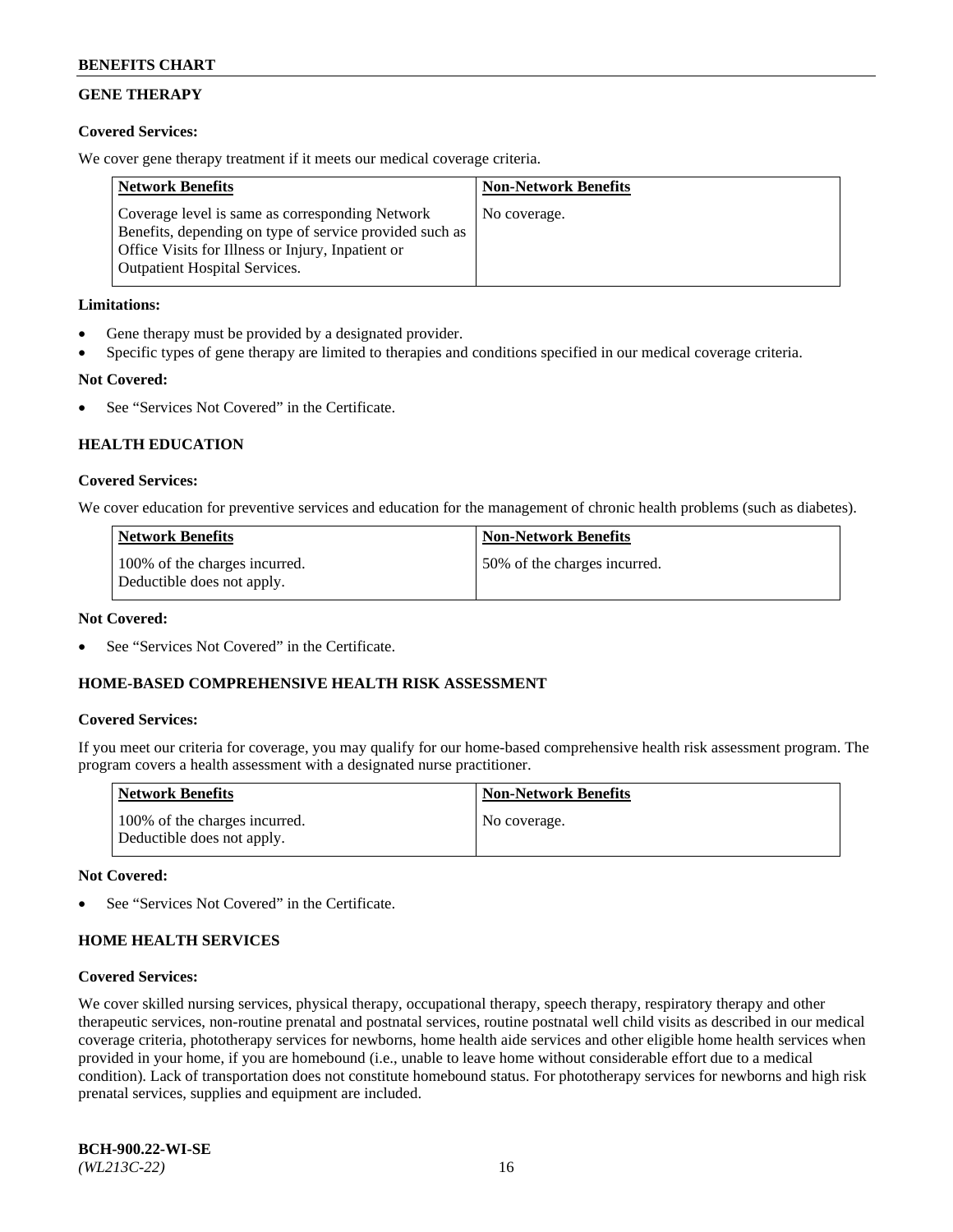## GENE THERAPY

**Covered Services:**

We cover gene therapy treatment if it meets our medical coverage criteria.

| Network Benefits | Non-Network Benefits |
| --- | --- |
| Coverage level is same as corresponding Network Benefits, depending on type of service provided such as Office Visits for Illness or Injury, Inpatient or Outpatient Hospital Services. | No coverage. |

**Limitations:**

- Gene therapy must be provided by a designated provider.
- Specific types of gene therapy are limited to therapies and conditions specified in our medical coverage criteria.

**Not Covered:**

- See "Services Not Covered" in the Certificate.

## HEALTH EDUCATION

**Covered Services:**

We cover education for preventive services and education for the management of chronic health problems (such as diabetes).

| Network Benefits | Non-Network Benefits |
| --- | --- |
| 100% of the charges incurred. Deductible does not apply. | 50% of the charges incurred. |

**Not Covered:**

- See "Services Not Covered" in the Certificate.

## HOME-BASED COMPREHENSIVE HEALTH RISK ASSESSMENT

**Covered Services:**

If you meet our criteria for coverage, you may qualify for our home-based comprehensive health risk assessment program. The program covers a health assessment with a designated nurse practitioner.

| Network Benefits | Non-Network Benefits |
| --- | --- |
| 100% of the charges incurred. Deductible does not apply. | No coverage. |

**Not Covered:**

- See "Services Not Covered" in the Certificate.

## HOME HEALTH SERVICES

**Covered Services:**

We cover skilled nursing services, physical therapy, occupational therapy, speech therapy, respiratory therapy and other therapeutic services, non-routine prenatal and postnatal services, routine postnatal well child visits as described in our medical coverage criteria, phototherapy services for newborns, home health aide services and other eligible home health services when provided in your home, if you are homebound (i.e., unable to leave home without considerable effort due to a medical condition). Lack of transportation does not constitute homebound status. For phototherapy services for newborns and high risk prenatal services, supplies and equipment are included.

**BCH-900.22-WI-SE**
*(WL213C-22)*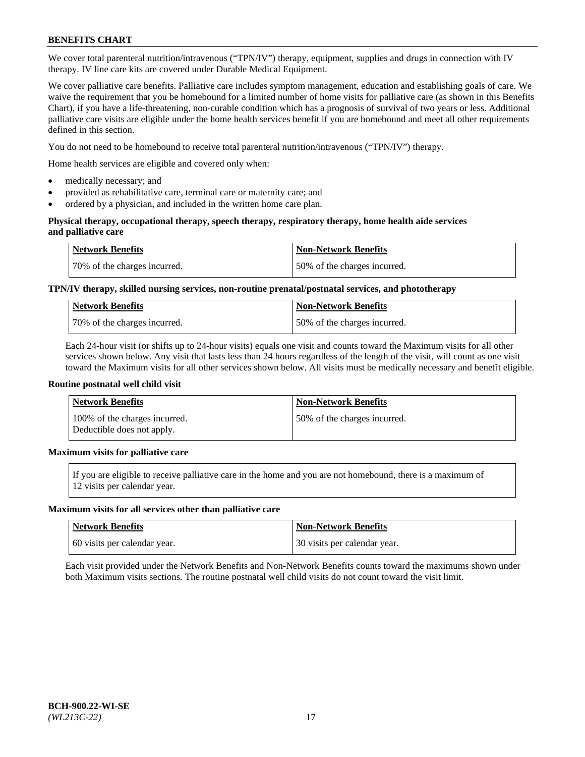We cover total parenteral nutrition/intravenous ("TPN/IV") therapy, equipment, supplies and drugs in connection with IV therapy. IV line care kits are covered under Durable Medical Equipment.

We cover palliative care benefits. Palliative care includes symptom management, education and establishing goals of care. We waive the requirement that you be homebound for a limited number of home visits for palliative care (as shown in this Benefits Chart), if you have a life-threatening, non-curable condition which has a prognosis of survival of two years or less. Additional palliative care visits are eligible under the home health services benefit if you are homebound and meet all other requirements defined in this section.

You do not need to be homebound to receive total parenteral nutrition/intravenous ("TPN/IV") therapy.

Home health services are eligible and covered only when:

- medically necessary; and
- provided as rehabilitative care, terminal care or maternity care; and
- ordered by a physician, and included in the written home care plan.

**Physical therapy, occupational therapy, speech therapy, respiratory therapy, home health aide services and palliative care**

| Network Benefits | Non-Network Benefits |
|---|---|
| 70% of the charges incurred. | 50% of the charges incurred. |

**TPN/IV therapy, skilled nursing services, non-routine prenatal/postnatal services, and phototherapy**

| Network Benefits | Non-Network Benefits |
|---|---|
| 70% of the charges incurred. | 50% of the charges incurred. |

Each 24-hour visit (or shifts up to 24-hour visits) equals one visit and counts toward the Maximum visits for all other services shown below. Any visit that lasts less than 24 hours regardless of the length of the visit, will count as one visit toward the Maximum visits for all other services shown below. All visits must be medically necessary and benefit eligible.

**Routine postnatal well child visit**

| Network Benefits | Non-Network Benefits |
|---|---|
| 100% of the charges incurred. Deductible does not apply. | 50% of the charges incurred. |

**Maximum visits for palliative care**

| If you are eligible to receive palliative care in the home and you are not homebound, there is a maximum of 12 visits per calendar year. |
|---|

**Maximum visits for all services other than palliative care**

| Network Benefits | Non-Network Benefits |
|---|---|
| 60 visits per calendar year. | 30 visits per calendar year. |

Each visit provided under the Network Benefits and Non-Network Benefits counts toward the maximums shown under both Maximum visits sections. The routine postnatal well child visits do not count toward the visit limit.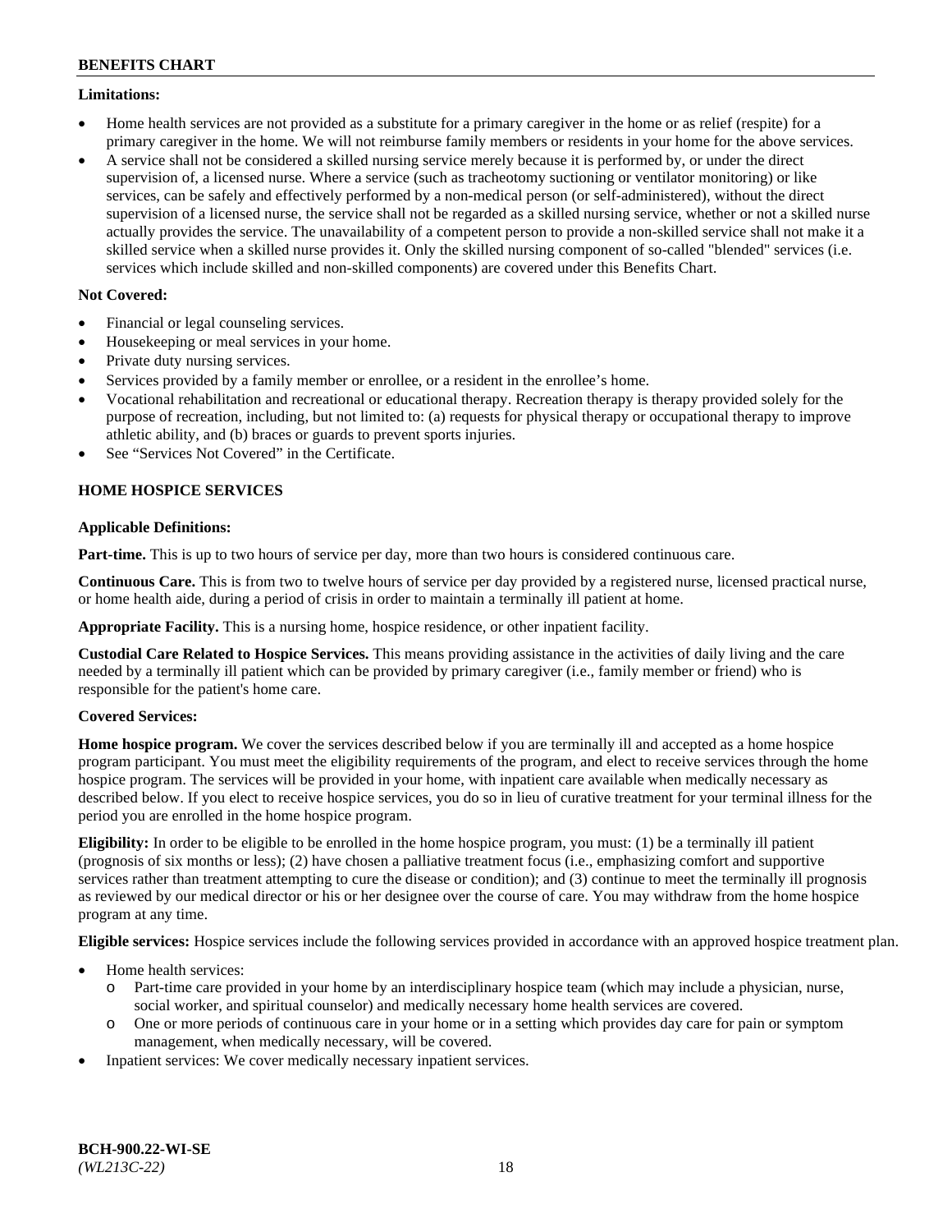**Limitations:**

- Home health services are not provided as a substitute for a primary caregiver in the home or as relief (respite) for a primary caregiver in the home. We will not reimburse family members or residents in your home for the above services.
- A service shall not be considered a skilled nursing service merely because it is performed by, or under the direct supervision of, a licensed nurse. Where a service (such as tracheotomy suctioning or ventilator monitoring) or like services, can be safely and effectively performed by a non-medical person (or self-administered), without the direct supervision of a licensed nurse, the service shall not be regarded as a skilled nursing service, whether or not a skilled nurse actually provides the service. The unavailability of a competent person to provide a non-skilled service shall not make it a skilled service when a skilled nurse provides it. Only the skilled nursing component of so-called "blended" services (i.e. services which include skilled and non-skilled components) are covered under this Benefits Chart.

**Not Covered:**

- Financial or legal counseling services.
- Housekeeping or meal services in your home.
- Private duty nursing services.
- Services provided by a family member or enrollee, or a resident in the enrollee's home.
- Vocational rehabilitation and recreational or educational therapy. Recreation therapy is therapy provided solely for the purpose of recreation, including, but not limited to: (a) requests for physical therapy or occupational therapy to improve athletic ability, and (b) braces or guards to prevent sports injuries.
- See "Services Not Covered" in the Certificate.

## HOME HOSPICE SERVICES

**Applicable Definitions:**

**Part-time.** This is up to two hours of service per day, more than two hours is considered continuous care.

**Continuous Care.** This is from two to twelve hours of service per day provided by a registered nurse, licensed practical nurse, or home health aide, during a period of crisis in order to maintain a terminally ill patient at home.

**Appropriate Facility.** This is a nursing home, hospice residence, or other inpatient facility.

**Custodial Care Related to Hospice Services.** This means providing assistance in the activities of daily living and the care needed by a terminally ill patient which can be provided by primary caregiver (i.e., family member or friend) who is responsible for the patient's home care.

**Covered Services:**

**Home hospice program.** We cover the services described below if you are terminally ill and accepted as a home hospice program participant. You must meet the eligibility requirements of the program, and elect to receive services through the home hospice program. The services will be provided in your home, with inpatient care available when medically necessary as described below. If you elect to receive hospice services, you do so in lieu of curative treatment for your terminal illness for the period you are enrolled in the home hospice program.

**Eligibility:** In order to be eligible to be enrolled in the home hospice program, you must: (1) be a terminally ill patient (prognosis of six months or less); (2) have chosen a palliative treatment focus (i.e., emphasizing comfort and supportive services rather than treatment attempting to cure the disease or condition); and (3) continue to meet the terminally ill prognosis as reviewed by our medical director or his or her designee over the course of care. You may withdraw from the home hospice program at any time.

**Eligible services:** Hospice services include the following services provided in accordance with an approved hospice treatment plan.

- Home health services:
  - Part-time care provided in your home by an interdisciplinary hospice team (which may include a physician, nurse, social worker, and spiritual counselor) and medically necessary home health services are covered.
  - One or more periods of continuous care in your home or in a setting which provides day care for pain or symptom management, when medically necessary, will be covered.
- Inpatient services: We cover medically necessary inpatient services.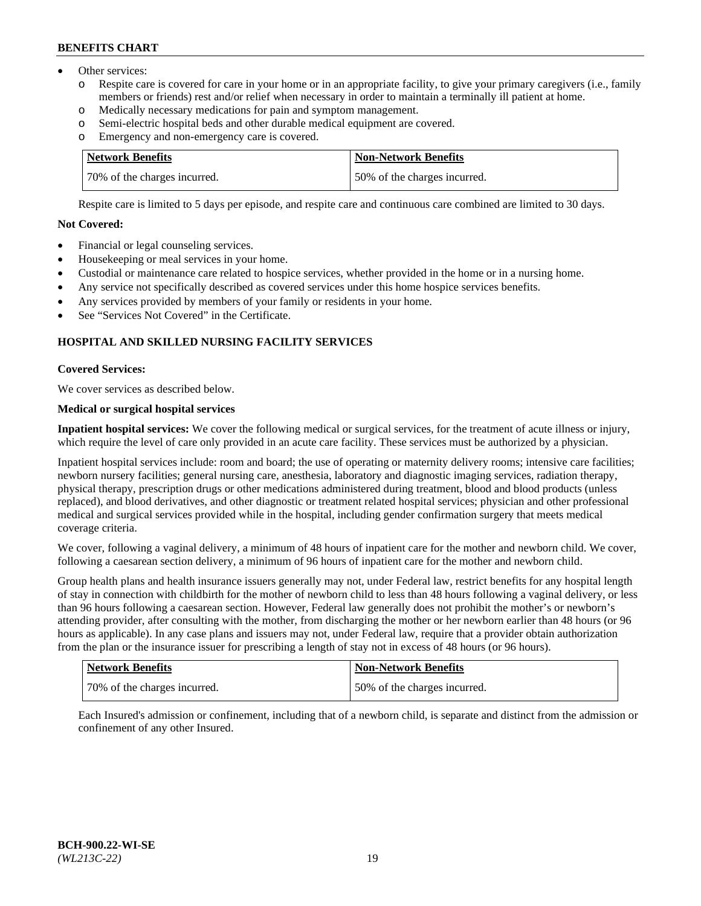- Other services:
  - Respite care is covered for care in your home or in an appropriate facility, to give your primary caregivers (i.e., family members or friends) rest and/or relief when necessary in order to maintain a terminally ill patient at home.
  - Medically necessary medications for pain and symptom management.
  - Semi-electric hospital beds and other durable medical equipment are covered.
  - Emergency and non-emergency care is covered.

| Network Benefits | Non-Network Benefits |
|---|---|
| 70% of the charges incurred. | 50% of the charges incurred. |

Respite care is limited to 5 days per episode, and respite care and continuous care combined are limited to 30 days.

**Not Covered:**

- Financial or legal counseling services.
- Housekeeping or meal services in your home.
- Custodial or maintenance care related to hospice services, whether provided in the home or in a nursing home.
- Any service not specifically described as covered services under this home hospice services benefits.
- Any services provided by members of your family or residents in your home.
- See "Services Not Covered" in the Certificate.

## HOSPITAL AND SKILLED NURSING FACILITY SERVICES

**Covered Services:**

We cover services as described below.

**Medical or surgical hospital services**

**Inpatient hospital services:** We cover the following medical or surgical services, for the treatment of acute illness or injury, which require the level of care only provided in an acute care facility. These services must be authorized by a physician.

Inpatient hospital services include: room and board; the use of operating or maternity delivery rooms; intensive care facilities; newborn nursery facilities; general nursing care, anesthesia, laboratory and diagnostic imaging services, radiation therapy, physical therapy, prescription drugs or other medications administered during treatment, blood and blood products (unless replaced), and blood derivatives, and other diagnostic or treatment related hospital services; physician and other professional medical and surgical services provided while in the hospital, including gender confirmation surgery that meets medical coverage criteria.

We cover, following a vaginal delivery, a minimum of 48 hours of inpatient care for the mother and newborn child. We cover, following a caesarean section delivery, a minimum of 96 hours of inpatient care for the mother and newborn child.

Group health plans and health insurance issuers generally may not, under Federal law, restrict benefits for any hospital length of stay in connection with childbirth for the mother of newborn child to less than 48 hours following a vaginal delivery, or less than 96 hours following a caesarean section. However, Federal law generally does not prohibit the mother's or newborn's attending provider, after consulting with the mother, from discharging the mother or her newborn earlier than 48 hours (or 96 hours as applicable). In any case plans and issuers may not, under Federal law, require that a provider obtain authorization from the plan or the insurance issuer for prescribing a length of stay not in excess of 48 hours (or 96 hours).

| Network Benefits | Non-Network Benefits |
|---|---|
| 70% of the charges incurred. | 50% of the charges incurred. |

Each Insured's admission or confinement, including that of a newborn child, is separate and distinct from the admission or confinement of any other Insured.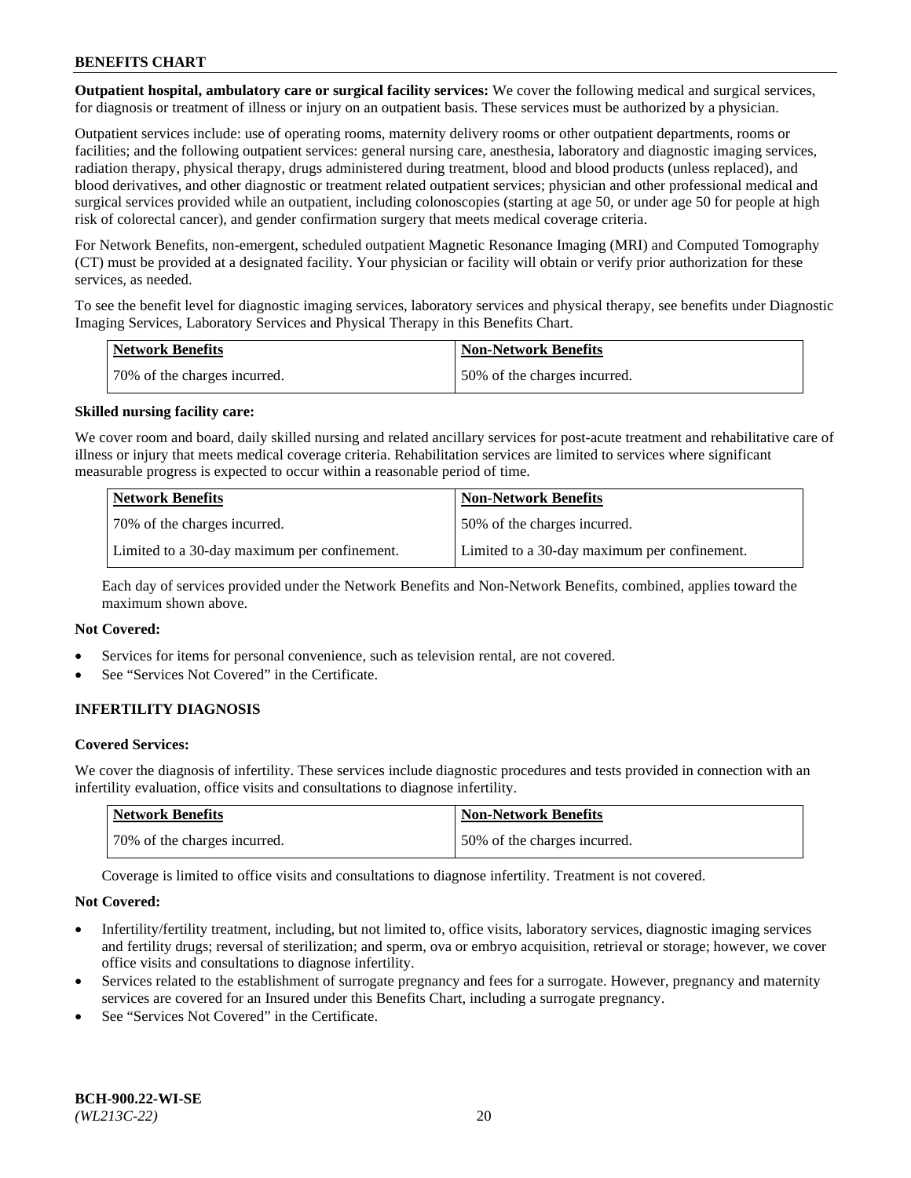**Outpatient hospital, ambulatory care or surgical facility services:** We cover the following medical and surgical services, for diagnosis or treatment of illness or injury on an outpatient basis. These services must be authorized by a physician.

Outpatient services include: use of operating rooms, maternity delivery rooms or other outpatient departments, rooms or facilities; and the following outpatient services: general nursing care, anesthesia, laboratory and diagnostic imaging services, radiation therapy, physical therapy, drugs administered during treatment, blood and blood products (unless replaced), and blood derivatives, and other diagnostic or treatment related outpatient services; physician and other professional medical and surgical services provided while an outpatient, including colonoscopies (starting at age 50, or under age 50 for people at high risk of colorectal cancer), and gender confirmation surgery that meets medical coverage criteria.

For Network Benefits, non-emergent, scheduled outpatient Magnetic Resonance Imaging (MRI) and Computed Tomography (CT) must be provided at a designated facility. Your physician or facility will obtain or verify prior authorization for these services, as needed.

To see the benefit level for diagnostic imaging services, laboratory services and physical therapy, see benefits under Diagnostic Imaging Services, Laboratory Services and Physical Therapy in this Benefits Chart.

| Network Benefits | Non-Network Benefits |
|---|---|
| 70% of the charges incurred. | 50% of the charges incurred. |

**Skilled nursing facility care:**

We cover room and board, daily skilled nursing and related ancillary services for post-acute treatment and rehabilitative care of illness or injury that meets medical coverage criteria. Rehabilitation services are limited to services where significant measurable progress is expected to occur within a reasonable period of time.

| Network Benefits | Non-Network Benefits |
|---|---|
| 70% of the charges incurred. | 50% of the charges incurred. |
| Limited to a 30-day maximum per confinement. | Limited to a 30-day maximum per confinement. |

Each day of services provided under the Network Benefits and Non-Network Benefits, combined, applies toward the maximum shown above.

**Not Covered:**

- Services for items for personal convenience, such as television rental, are not covered.
- See "Services Not Covered" in the Certificate.

## INFERTILITY DIAGNOSIS

**Covered Services:**

We cover the diagnosis of infertility. These services include diagnostic procedures and tests provided in connection with an infertility evaluation, office visits and consultations to diagnose infertility.

| Network Benefits | Non-Network Benefits |
|---|---|
| 70% of the charges incurred. | 50% of the charges incurred. |

Coverage is limited to office visits and consultations to diagnose infertility. Treatment is not covered.

**Not Covered:**

- Infertility/fertility treatment, including, but not limited to, office visits, laboratory services, diagnostic imaging services and fertility drugs; reversal of sterilization; and sperm, ova or embryo acquisition, retrieval or storage; however, we cover office visits and consultations to diagnose infertility.
- Services related to the establishment of surrogate pregnancy and fees for a surrogate. However, pregnancy and maternity services are covered for an Insured under this Benefits Chart, including a surrogate pregnancy.
- See "Services Not Covered" in the Certificate.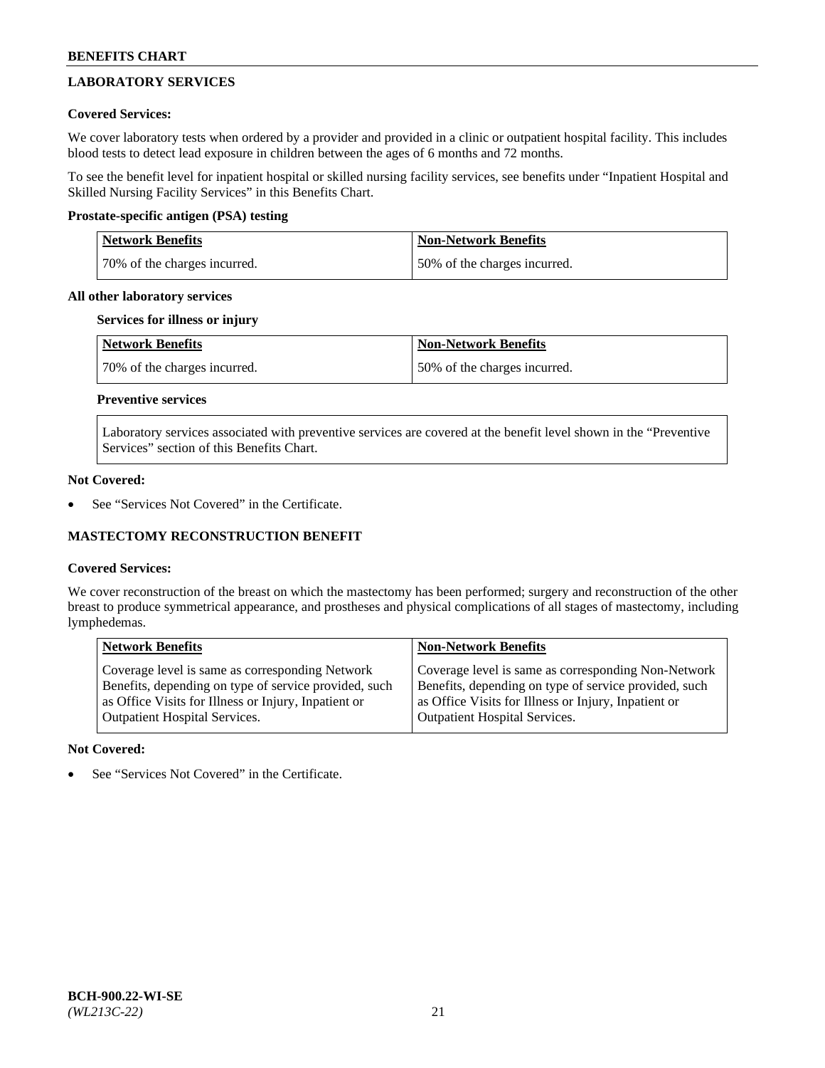## LABORATORY SERVICES

### Covered Services:

We cover laboratory tests when ordered by a provider and provided in a clinic or outpatient hospital facility. This includes blood tests to detect lead exposure in children between the ages of 6 months and 72 months.

To see the benefit level for inpatient hospital or skilled nursing facility services, see benefits under "Inpatient Hospital and Skilled Nursing Facility Services" in this Benefits Chart.

**Prostate-specific antigen (PSA) testing**

| Network Benefits | Non-Network Benefits |
|---|---|
| 70% of the charges incurred. | 50% of the charges incurred. |

**All other laboratory services**

**Services for illness or injury**

| Network Benefits | Non-Network Benefits |
|---|---|
| 70% of the charges incurred. | 50% of the charges incurred. |

**Preventive services**

| Laboratory services associated with preventive services are covered at the benefit level shown in the "Preventive Services" section of this Benefits Chart. |
|---|

### Not Covered:

- See "Services Not Covered" in the Certificate.

## MASTECTOMY RECONSTRUCTION BENEFIT

### Covered Services:

We cover reconstruction of the breast on which the mastectomy has been performed; surgery and reconstruction of the other breast to produce symmetrical appearance, and prostheses and physical complications of all stages of mastectomy, including lymphedemas.

| Network Benefits | Non-Network Benefits |
|---|---|
| Coverage level is same as corresponding Network Benefits, depending on type of service provided, such as Office Visits for Illness or Injury, Inpatient or Outpatient Hospital Services. | Coverage level is same as corresponding Non-Network Benefits, depending on type of service provided, such as Office Visits for Illness or Injury, Inpatient or Outpatient Hospital Services. |

### Not Covered:

- See "Services Not Covered" in the Certificate.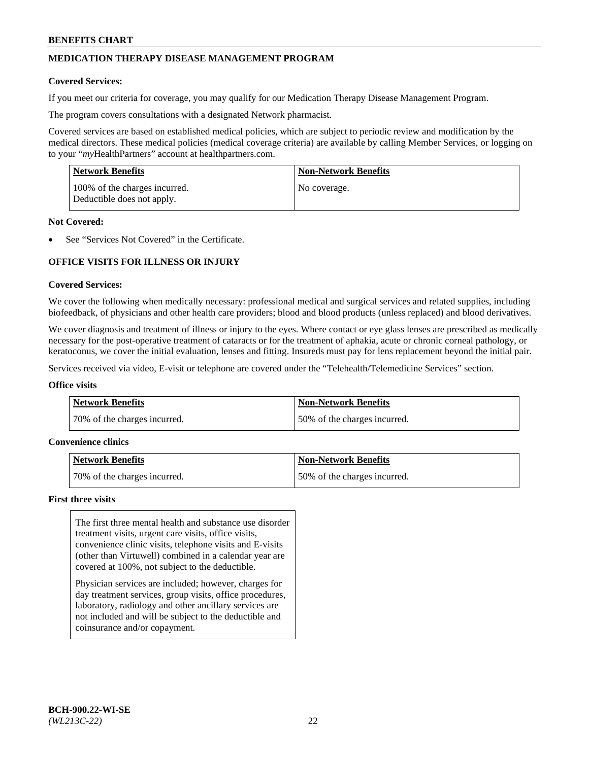## MEDICATION THERAPY DISEASE MANAGEMENT PROGRAM

**Covered Services:**

If you meet our criteria for coverage, you may qualify for our Medication Therapy Disease Management Program.

The program covers consultations with a designated Network pharmacist.

Covered services are based on established medical policies, which are subject to periodic review and modification by the medical directors. These medical policies (medical coverage criteria) are available by calling Member Services, or logging on to your "*my*HealthPartners" account at healthpartners.com.

| Network Benefits | Non-Network Benefits |
|---|---|
| 100% of the charges incurred. Deductible does not apply. | No coverage. |

**Not Covered:**

- See "Services Not Covered" in the Certificate.

## OFFICE VISITS FOR ILLNESS OR INJURY

**Covered Services:**

We cover the following when medically necessary: professional medical and surgical services and related supplies, including biofeedback, of physicians and other health care providers; blood and blood products (unless replaced) and blood derivatives.

We cover diagnosis and treatment of illness or injury to the eyes. Where contact or eye glass lenses are prescribed as medically necessary for the post-operative treatment of cataracts or for the treatment of aphakia, acute or chronic corneal pathology, or keratoconus, we cover the initial evaluation, lenses and fitting. Insureds must pay for lens replacement beyond the initial pair.

Services received via video, E-visit or telephone are covered under the "Telehealth/Telemedicine Services" section.

**Office visits**

| Network Benefits | Non-Network Benefits |
|---|---|
| 70% of the charges incurred. | 50% of the charges incurred. |

**Convenience clinics**

| Network Benefits | Non-Network Benefits |
|---|---|
| 70% of the charges incurred. | 50% of the charges incurred. |

**First three visits**

The first three mental health and substance use disorder treatment visits, urgent care visits, office visits, convenience clinic visits, telephone visits and E-visits (other than Virtuwell) combined in a calendar year are covered at 100%, not subject to the deductible.

Physician services are included; however, charges for day treatment services, group visits, office procedures, laboratory, radiology and other ancillary services are not included and will be subject to the deductible and coinsurance and/or copayment.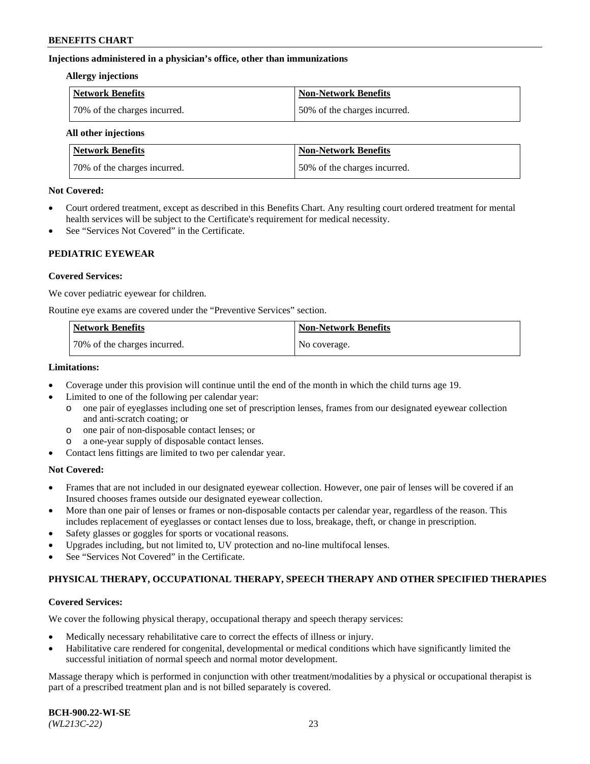**Injections administered in a physician's office, other than immunizations**

**Allergy injections**

| Network Benefits | Non-Network Benefits |
|---|---|
| 70% of the charges incurred. | 50% of the charges incurred. |

**All other injections**

| Network Benefits | Non-Network Benefits |
|---|---|
| 70% of the charges incurred. | 50% of the charges incurred. |

**Not Covered:**

- Court ordered treatment, except as described in this Benefits Chart. Any resulting court ordered treatment for mental health services will be subject to the Certificate's requirement for medical necessity.
- See "Services Not Covered" in the Certificate.

## PEDIATRIC EYEWEAR

**Covered Services:**

We cover pediatric eyewear for children.

Routine eye exams are covered under the "Preventive Services" section.

| Network Benefits | Non-Network Benefits |
|---|---|
| 70% of the charges incurred. | No coverage. |

**Limitations:**

- Coverage under this provision will continue until the end of the month in which the child turns age 19.
- Limited to one of the following per calendar year:
  - one pair of eyeglasses including one set of prescription lenses, frames from our designated eyewear collection and anti-scratch coating; or
  - one pair of non-disposable contact lenses; or
  - a one-year supply of disposable contact lenses.
- Contact lens fittings are limited to two per calendar year.

**Not Covered:**

- Frames that are not included in our designated eyewear collection. However, one pair of lenses will be covered if an Insured chooses frames outside our designated eyewear collection.
- More than one pair of lenses or frames or non-disposable contacts per calendar year, regardless of the reason. This includes replacement of eyeglasses or contact lenses due to loss, breakage, theft, or change in prescription.
- Safety glasses or goggles for sports or vocational reasons.
- Upgrades including, but not limited to, UV protection and no-line multifocal lenses.
- See "Services Not Covered" in the Certificate.

## PHYSICAL THERAPY, OCCUPATIONAL THERAPY, SPEECH THERAPY AND OTHER SPECIFIED THERAPIES

**Covered Services:**

We cover the following physical therapy, occupational therapy and speech therapy services:

- Medically necessary rehabilitative care to correct the effects of illness or injury.
- Habilitative care rendered for congenital, developmental or medical conditions which have significantly limited the successful initiation of normal speech and normal motor development.

Massage therapy which is performed in conjunction with other treatment/modalities by a physical or occupational therapist is part of a prescribed treatment plan and is not billed separately is covered.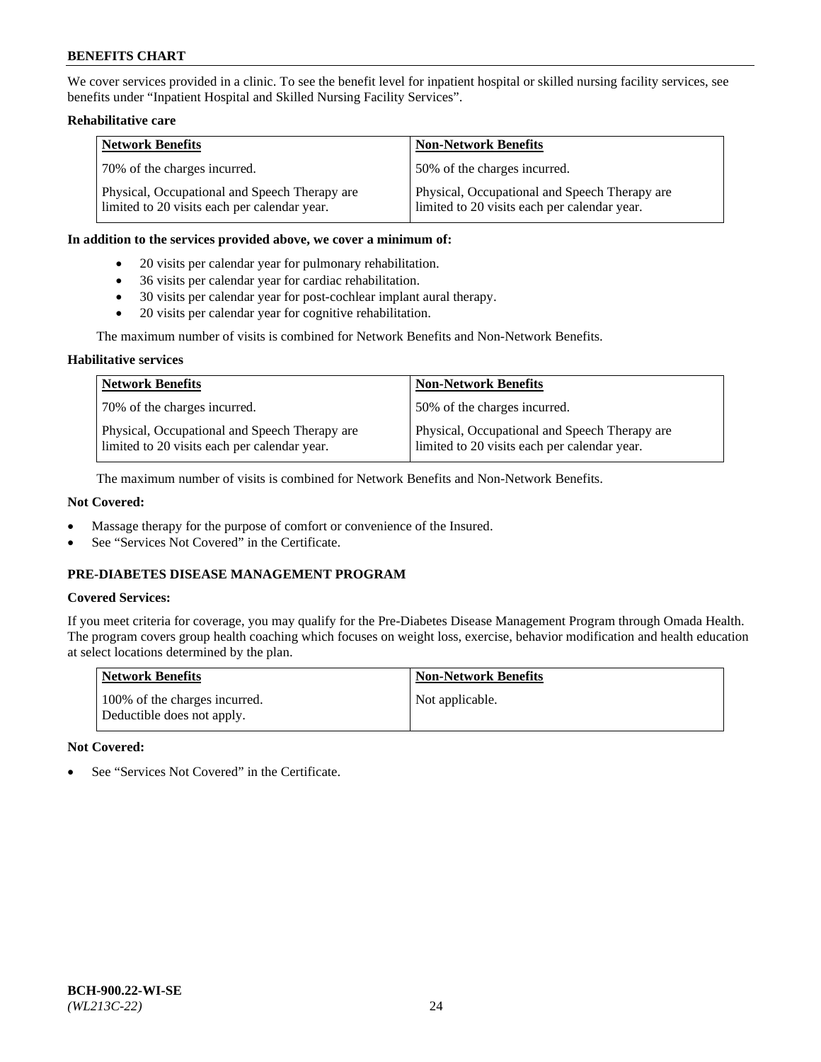We cover services provided in a clinic. To see the benefit level for inpatient hospital or skilled nursing facility services, see benefits under "Inpatient Hospital and Skilled Nursing Facility Services".

**Rehabilitative care**

| Network Benefits | Non-Network Benefits |
|---|---|
| 70% of the charges incurred. | 50% of the charges incurred. |
| Physical, Occupational and Speech Therapy are limited to 20 visits each per calendar year. | Physical, Occupational and Speech Therapy are limited to 20 visits each per calendar year. |

**In addition to the services provided above, we cover a minimum of:**

- 20 visits per calendar year for pulmonary rehabilitation.
- 36 visits per calendar year for cardiac rehabilitation.
- 30 visits per calendar year for post-cochlear implant aural therapy.
- 20 visits per calendar year for cognitive rehabilitation.

The maximum number of visits is combined for Network Benefits and Non-Network Benefits.

**Habilitative services**

| Network Benefits | Non-Network Benefits |
|---|---|
| 70% of the charges incurred. | 50% of the charges incurred. |
| Physical, Occupational and Speech Therapy are limited to 20 visits each per calendar year. | Physical, Occupational and Speech Therapy are limited to 20 visits each per calendar year. |

The maximum number of visits is combined for Network Benefits and Non-Network Benefits.

**Not Covered:**

- Massage therapy for the purpose of comfort or convenience of the Insured.
- See "Services Not Covered" in the Certificate.

## PRE-DIABETES DISEASE MANAGEMENT PROGRAM

**Covered Services:**

If you meet criteria for coverage, you may qualify for the Pre-Diabetes Disease Management Program through Omada Health. The program covers group health coaching which focuses on weight loss, exercise, behavior modification and health education at select locations determined by the plan.

| Network Benefits | Non-Network Benefits |
|---|---|
| 100% of the charges incurred. Deductible does not apply. | Not applicable. |

**Not Covered:**

- See "Services Not Covered" in the Certificate.

BCH-900.22-WI-SE
*(WL213C-22)*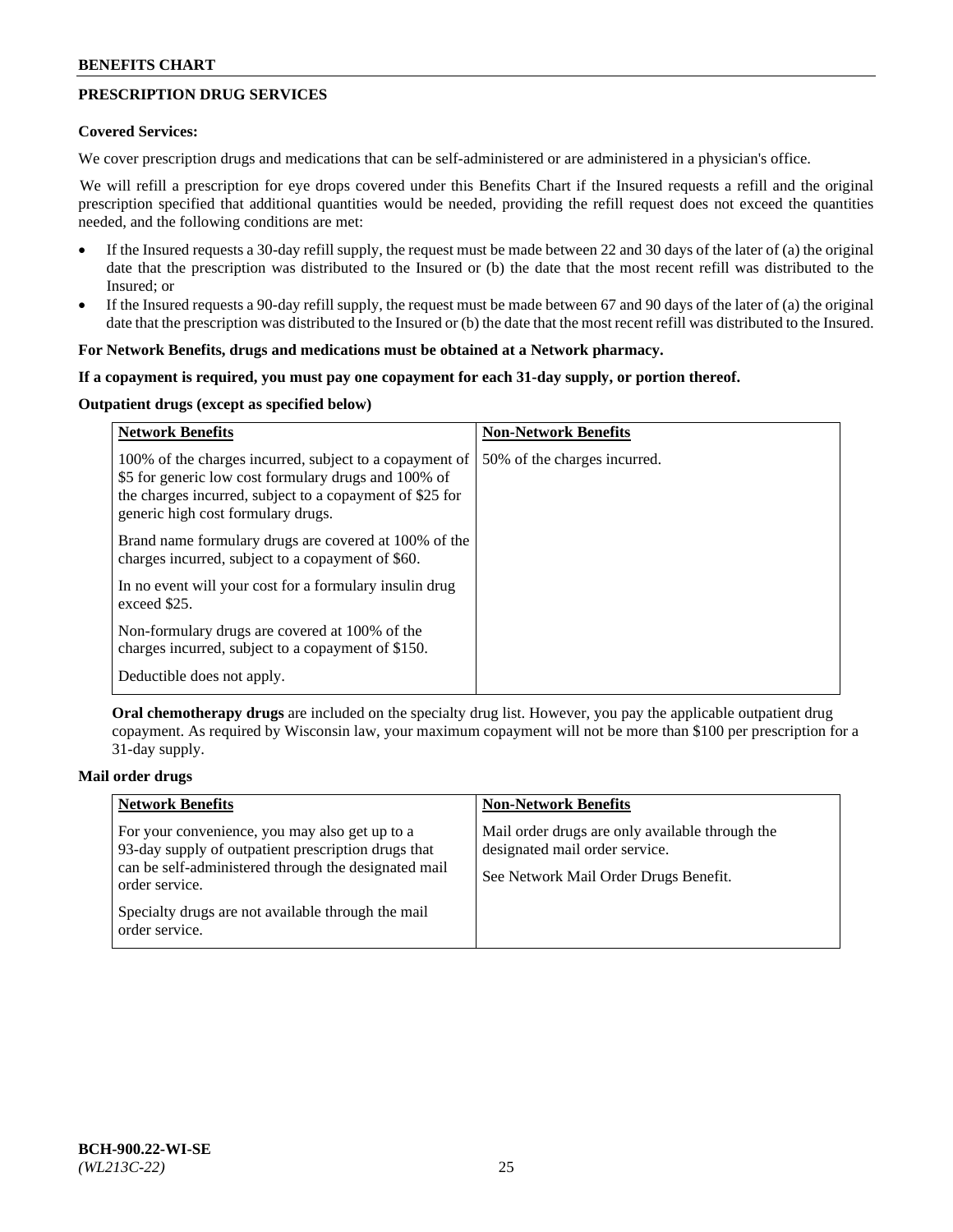## PRESCRIPTION DRUG SERVICES

**Covered Services:**

We cover prescription drugs and medications that can be self-administered or are administered in a physician's office.

We will refill a prescription for eye drops covered under this Benefits Chart if the Insured requests a refill and the original prescription specified that additional quantities would be needed, providing the refill request does not exceed the quantities needed, and the following conditions are met:

- If the Insured requests a 30-day refill supply, the request must be made between 22 and 30 days of the later of (a) the original date that the prescription was distributed to the Insured or (b) the date that the most recent refill was distributed to the Insured; or
- If the Insured requests a 90-day refill supply, the request must be made between 67 and 90 days of the later of (a) the original date that the prescription was distributed to the Insured or (b) the date that the most recent refill was distributed to the Insured.

**For Network Benefits, drugs and medications must be obtained at a Network pharmacy.**

**If a copayment is required, you must pay one copayment for each 31-day supply, or portion thereof.**

**Outpatient drugs (except as specified below)**

| Network Benefits | Non-Network Benefits |
|---|---|
| 100% of the charges incurred, subject to a copayment of $5 for generic low cost formulary drugs and 100% of the charges incurred, subject to a copayment of $25 for generic high cost formulary drugs.<br><br>Brand name formulary drugs are covered at 100% of the charges incurred, subject to a copayment of $60.<br><br>In no event will your cost for a formulary insulin drug exceed $25.<br><br>Non-formulary drugs are covered at 100% of the charges incurred, subject to a copayment of $150.<br><br>Deductible does not apply. | 50% of the charges incurred. |

**Oral chemotherapy drugs** are included on the specialty drug list. However, you pay the applicable outpatient drug copayment. As required by Wisconsin law, your maximum copayment will not be more than $100 per prescription for a 31-day supply.

**Mail order drugs**

| Network Benefits | Non-Network Benefits |
|---|---|
| For your convenience, you may also get up to a 93-day supply of outpatient prescription drugs that can be self-administered through the designated mail order service.<br><br>Specialty drugs are not available through the mail order service. | Mail order drugs are only available through the designated mail order service.<br><br>See Network Mail Order Drugs Benefit. |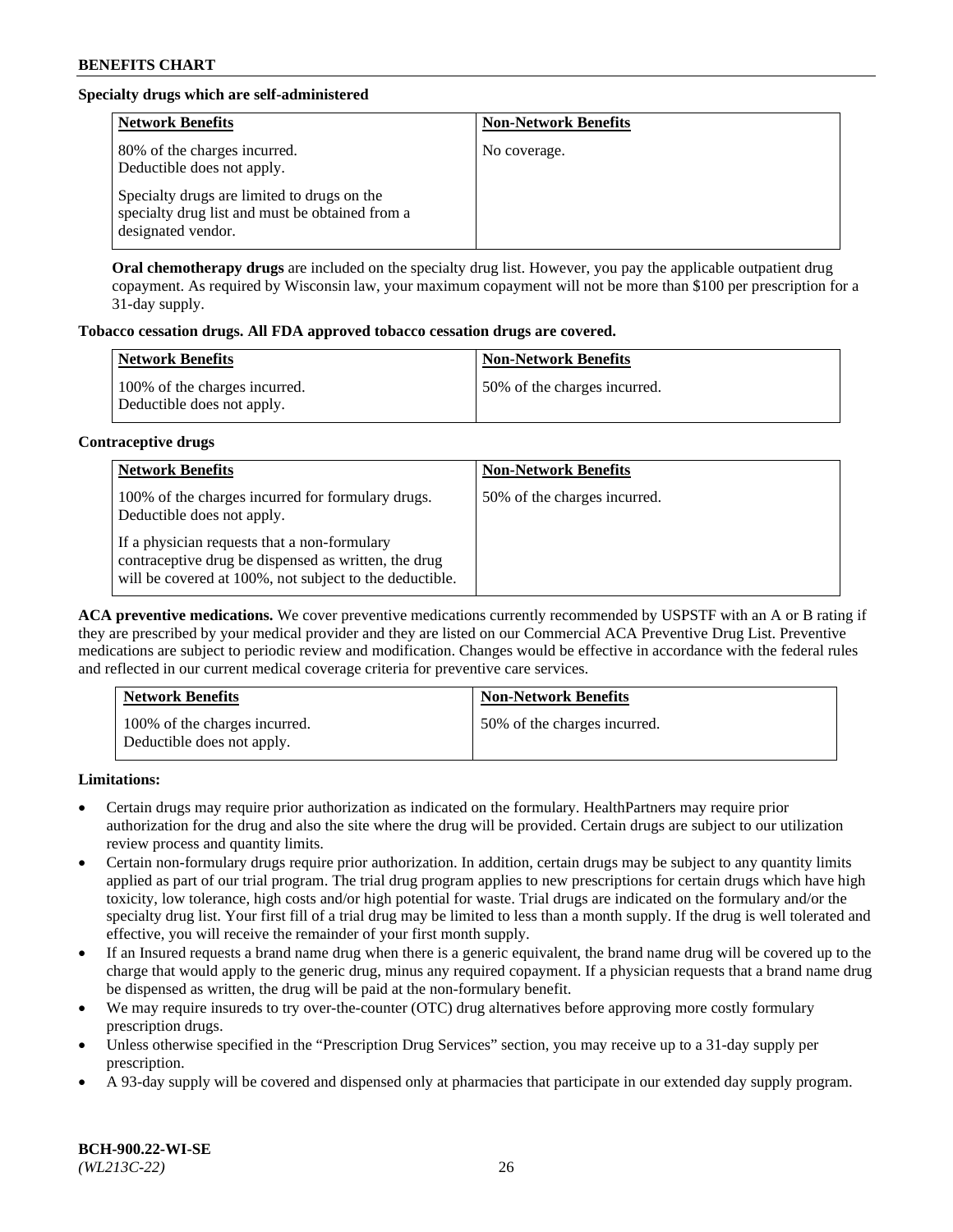**Specialty drugs which are self-administered**

| Network Benefits | Non-Network Benefits |
|---|---|
| 80% of the charges incurred. Deductible does not apply. Specialty drugs are limited to drugs on the specialty drug list and must be obtained from a designated vendor. | No coverage. |

**Oral chemotherapy drugs** are included on the specialty drug list. However, you pay the applicable outpatient drug copayment. As required by Wisconsin law, your maximum copayment will not be more than $100 per prescription for a 31-day supply.

**Tobacco cessation drugs. All FDA approved tobacco cessation drugs are covered.**

| Network Benefits | Non-Network Benefits |
|---|---|
| 100% of the charges incurred. Deductible does not apply. | 50% of the charges incurred. |

**Contraceptive drugs**

| Network Benefits | Non-Network Benefits |
|---|---|
| 100% of the charges incurred for formulary drugs. Deductible does not apply. If a physician requests that a non-formulary contraceptive drug be dispensed as written, the drug will be covered at 100%, not subject to the deductible. | 50% of the charges incurred. |

**ACA preventive medications.** We cover preventive medications currently recommended by USPSTF with an A or B rating if they are prescribed by your medical provider and they are listed on our Commercial ACA Preventive Drug List. Preventive medications are subject to periodic review and modification. Changes would be effective in accordance with the federal rules and reflected in our current medical coverage criteria for preventive care services.

| Network Benefits | Non-Network Benefits |
|---|---|
| 100% of the charges incurred. Deductible does not apply. | 50% of the charges incurred. |

**Limitations:**

- Certain drugs may require prior authorization as indicated on the formulary. HealthPartners may require prior authorization for the drug and also the site where the drug will be provided. Certain drugs are subject to our utilization review process and quantity limits.
- Certain non-formulary drugs require prior authorization. In addition, certain drugs may be subject to any quantity limits applied as part of our trial program. The trial drug program applies to new prescriptions for certain drugs which have high toxicity, low tolerance, high costs and/or high potential for waste. Trial drugs are indicated on the formulary and/or the specialty drug list. Your first fill of a trial drug may be limited to less than a month supply. If the drug is well tolerated and effective, you will receive the remainder of your first month supply.
- If an Insured requests a brand name drug when there is a generic equivalent, the brand name drug will be covered up to the charge that would apply to the generic drug, minus any required copayment. If a physician requests that a brand name drug be dispensed as written, the drug will be paid at the non-formulary benefit.
- We may require insureds to try over-the-counter (OTC) drug alternatives before approving more costly formulary prescription drugs.
- Unless otherwise specified in the "Prescription Drug Services" section, you may receive up to a 31-day supply per prescription.
- A 93-day supply will be covered and dispensed only at pharmacies that participate in our extended day supply program.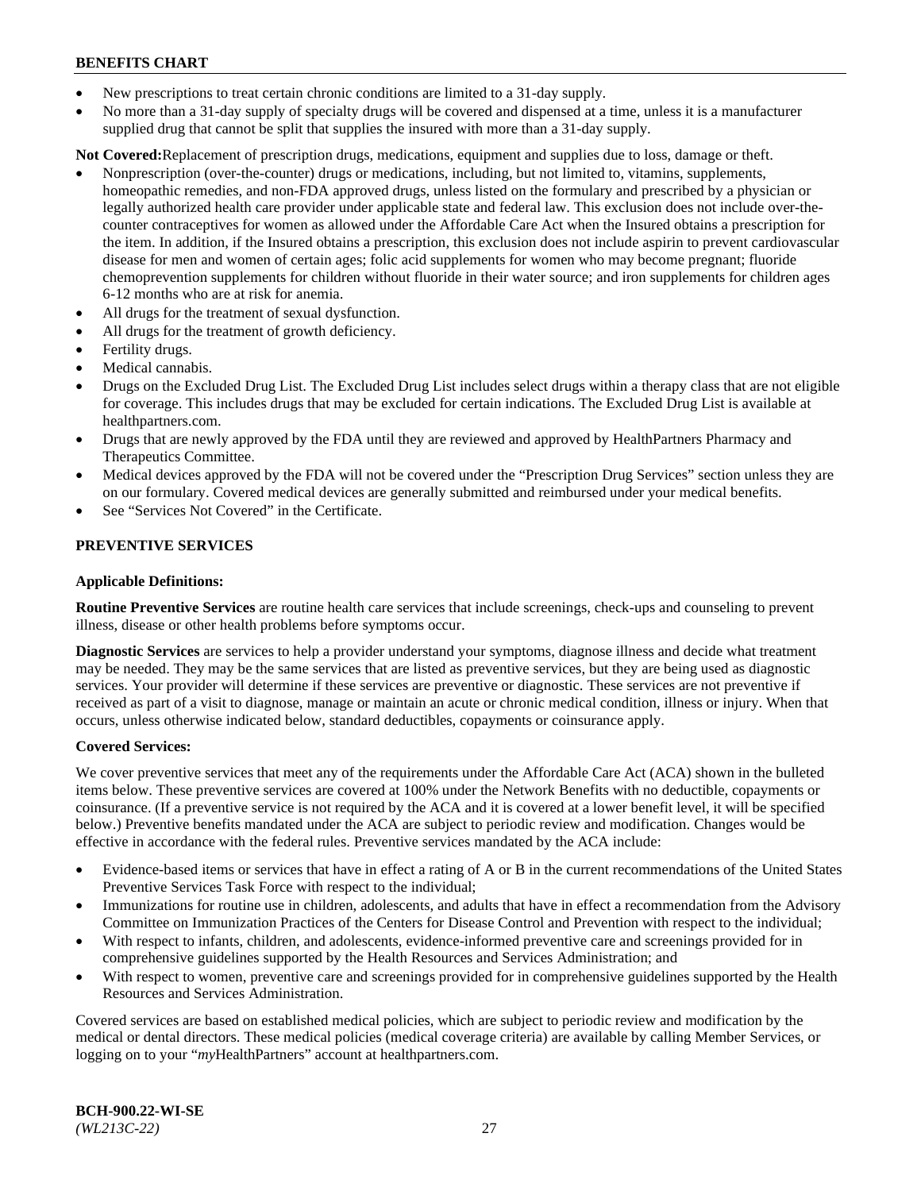- New prescriptions to treat certain chronic conditions are limited to a 31-day supply.
- No more than a 31-day supply of specialty drugs will be covered and dispensed at a time, unless it is a manufacturer supplied drug that cannot be split that supplies the insured with more than a 31-day supply.

**Not Covered:**Replacement of prescription drugs, medications, equipment and supplies due to loss, damage or theft.

- Nonprescription (over-the-counter) drugs or medications, including, but not limited to, vitamins, supplements, homeopathic remedies, and non-FDA approved drugs, unless listed on the formulary and prescribed by a physician or legally authorized health care provider under applicable state and federal law. This exclusion does not include over-the-counter contraceptives for women as allowed under the Affordable Care Act when the Insured obtains a prescription for the item. In addition, if the Insured obtains a prescription, this exclusion does not include aspirin to prevent cardiovascular disease for men and women of certain ages; folic acid supplements for women who may become pregnant; fluoride chemoprevention supplements for children without fluoride in their water source; and iron supplements for children ages 6-12 months who are at risk for anemia.
- All drugs for the treatment of sexual dysfunction.
- All drugs for the treatment of growth deficiency.
- Fertility drugs.
- Medical cannabis.
- Drugs on the Excluded Drug List. The Excluded Drug List includes select drugs within a therapy class that are not eligible for coverage. This includes drugs that may be excluded for certain indications. The Excluded Drug List is available at healthpartners.com.
- Drugs that are newly approved by the FDA until they are reviewed and approved by HealthPartners Pharmacy and Therapeutics Committee.
- Medical devices approved by the FDA will not be covered under the "Prescription Drug Services" section unless they are on our formulary. Covered medical devices are generally submitted and reimbursed under your medical benefits.
- See "Services Not Covered" in the Certificate.

## PREVENTIVE SERVICES

### Applicable Definitions:

**Routine Preventive Services** are routine health care services that include screenings, check-ups and counseling to prevent illness, disease or other health problems before symptoms occur.

**Diagnostic Services** are services to help a provider understand your symptoms, diagnose illness and decide what treatment may be needed. They may be the same services that are listed as preventive services, but they are being used as diagnostic services. Your provider will determine if these services are preventive or diagnostic. These services are not preventive if received as part of a visit to diagnose, manage or maintain an acute or chronic medical condition, illness or injury. When that occurs, unless otherwise indicated below, standard deductibles, copayments or coinsurance apply.

### Covered Services:

We cover preventive services that meet any of the requirements under the Affordable Care Act (ACA) shown in the bulleted items below. These preventive services are covered at 100% under the Network Benefits with no deductible, copayments or coinsurance. (If a preventive service is not required by the ACA and it is covered at a lower benefit level, it will be specified below.) Preventive benefits mandated under the ACA are subject to periodic review and modification. Changes would be effective in accordance with the federal rules. Preventive services mandated by the ACA include:

- Evidence-based items or services that have in effect a rating of A or B in the current recommendations of the United States Preventive Services Task Force with respect to the individual;
- Immunizations for routine use in children, adolescents, and adults that have in effect a recommendation from the Advisory Committee on Immunization Practices of the Centers for Disease Control and Prevention with respect to the individual;
- With respect to infants, children, and adolescents, evidence-informed preventive care and screenings provided for in comprehensive guidelines supported by the Health Resources and Services Administration; and
- With respect to women, preventive care and screenings provided for in comprehensive guidelines supported by the Health Resources and Services Administration.

Covered services are based on established medical policies, which are subject to periodic review and modification by the medical or dental directors. These medical policies (medical coverage criteria) are available by calling Member Services, or logging on to your "*my*HealthPartners" account at healthpartners.com.

**BCH-900.22-WI-SE**
*(WL213C-22)*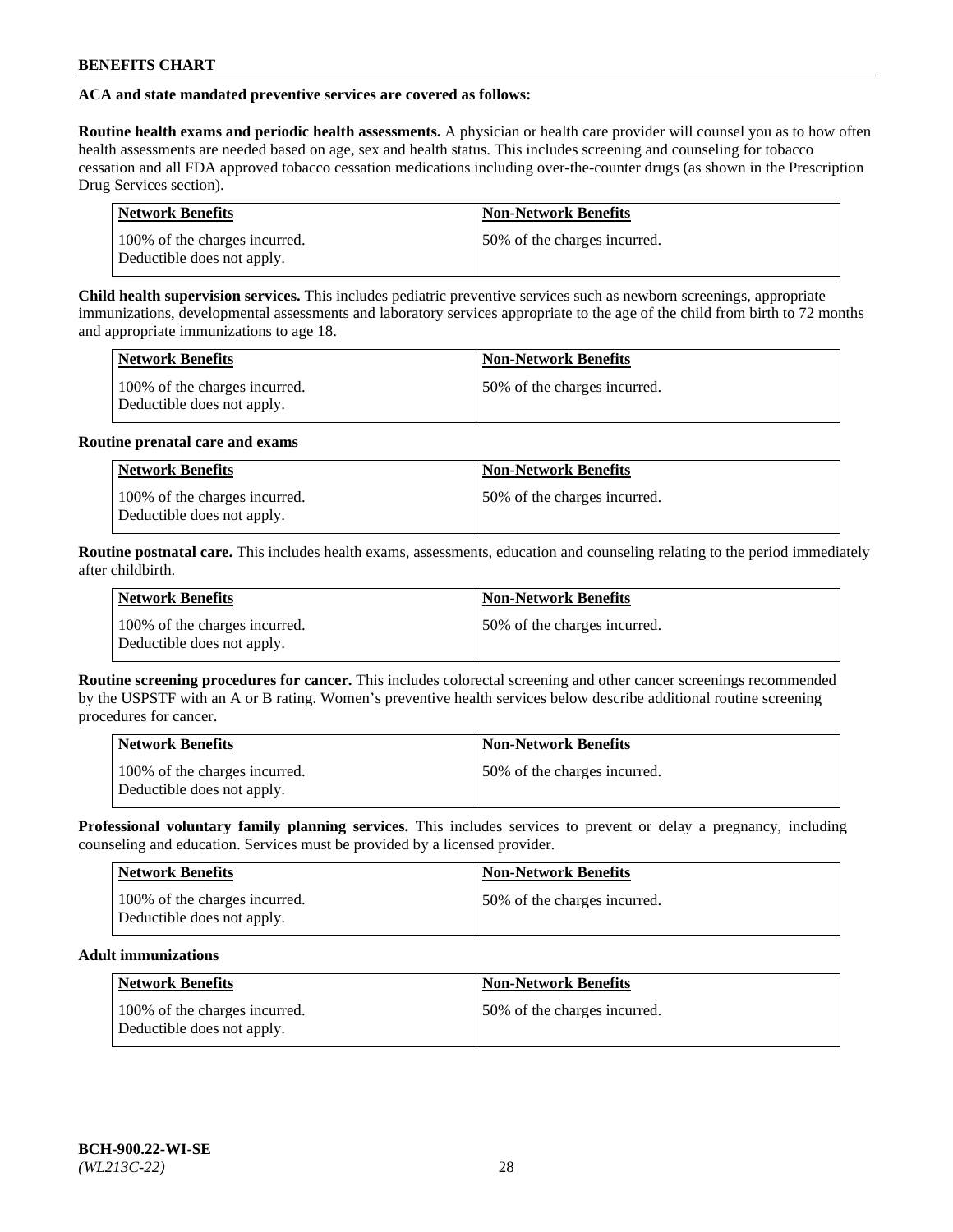**ACA and state mandated preventive services are covered as follows:**

**Routine health exams and periodic health assessments.** A physician or health care provider will counsel you as to how often health assessments are needed based on age, sex and health status. This includes screening and counseling for tobacco cessation and all FDA approved tobacco cessation medications including over-the-counter drugs (as shown in the Prescription Drug Services section).

| Network Benefits | Non-Network Benefits |
|---|---|
| 100% of the charges incurred. Deductible does not apply. | 50% of the charges incurred. |

**Child health supervision services.** This includes pediatric preventive services such as newborn screenings, appropriate immunizations, developmental assessments and laboratory services appropriate to the age of the child from birth to 72 months and appropriate immunizations to age 18.

| Network Benefits | Non-Network Benefits |
|---|---|
| 100% of the charges incurred. Deductible does not apply. | 50% of the charges incurred. |

**Routine prenatal care and exams**

| Network Benefits | Non-Network Benefits |
|---|---|
| 100% of the charges incurred. Deductible does not apply. | 50% of the charges incurred. |

**Routine postnatal care.** This includes health exams, assessments, education and counseling relating to the period immediately after childbirth.

| Network Benefits | Non-Network Benefits |
|---|---|
| 100% of the charges incurred. Deductible does not apply. | 50% of the charges incurred. |

**Routine screening procedures for cancer.** This includes colorectal screening and other cancer screenings recommended by the USPSTF with an A or B rating. Women's preventive health services below describe additional routine screening procedures for cancer.

| Network Benefits | Non-Network Benefits |
|---|---|
| 100% of the charges incurred. Deductible does not apply. | 50% of the charges incurred. |

**Professional voluntary family planning services.** This includes services to prevent or delay a pregnancy, including counseling and education. Services must be provided by a licensed provider.

| Network Benefits | Non-Network Benefits |
|---|---|
| 100% of the charges incurred. Deductible does not apply. | 50% of the charges incurred. |

**Adult immunizations**

| Network Benefits | Non-Network Benefits |
|---|---|
| 100% of the charges incurred. Deductible does not apply. | 50% of the charges incurred. |

BCH-900.22-WI-SE
*(WL213C-22)*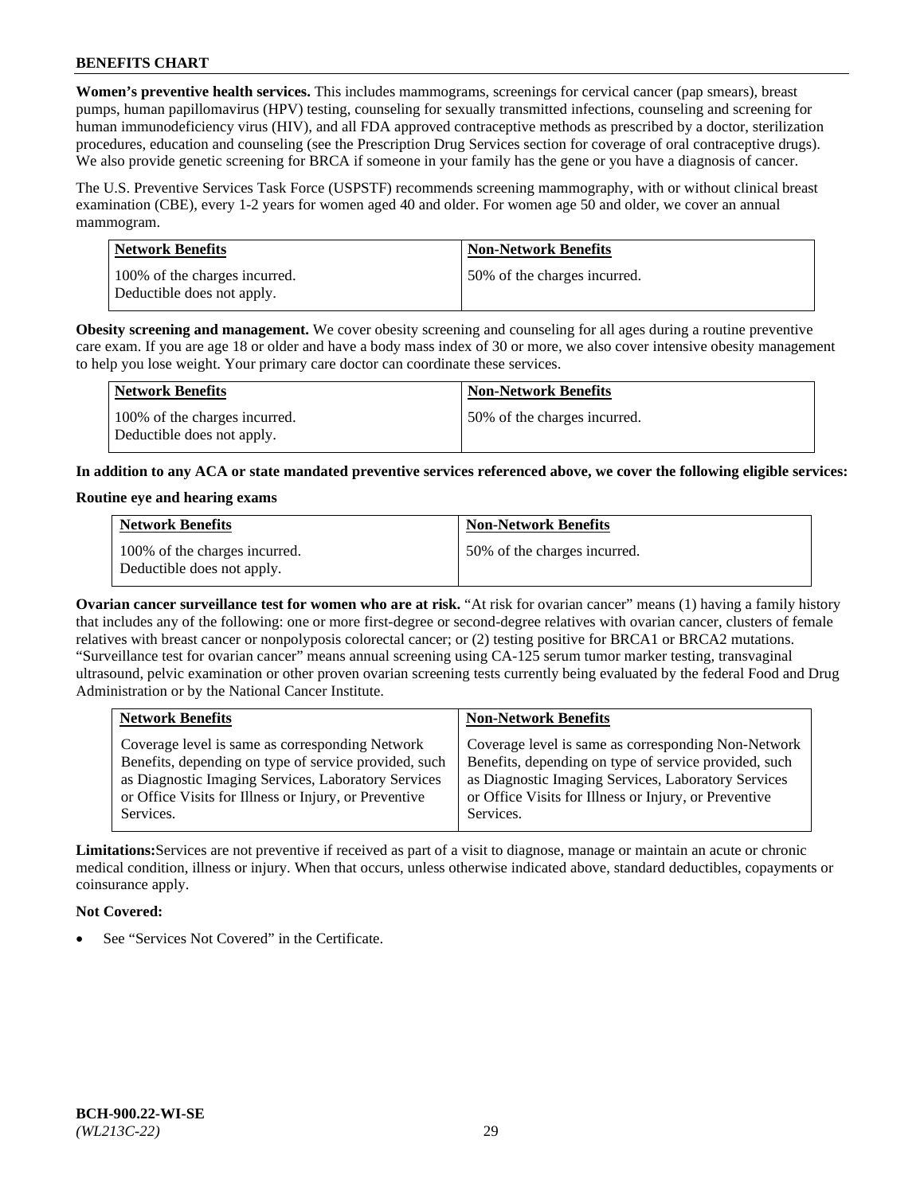**Women's preventive health services.** This includes mammograms, screenings for cervical cancer (pap smears), breast pumps, human papillomavirus (HPV) testing, counseling for sexually transmitted infections, counseling and screening for human immunodeficiency virus (HIV), and all FDA approved contraceptive methods as prescribed by a doctor, sterilization procedures, education and counseling (see the Prescription Drug Services section for coverage of oral contraceptive drugs). We also provide genetic screening for BRCA if someone in your family has the gene or you have a diagnosis of cancer.

The U.S. Preventive Services Task Force (USPSTF) recommends screening mammography, with or without clinical breast examination (CBE), every 1-2 years for women aged 40 and older. For women age 50 and older, we cover an annual mammogram.

| Network Benefits | Non-Network Benefits |
|---|---|
| 100% of the charges incurred. Deductible does not apply. | 50% of the charges incurred. |

**Obesity screening and management.** We cover obesity screening and counseling for all ages during a routine preventive care exam. If you are age 18 or older and have a body mass index of 30 or more, we also cover intensive obesity management to help you lose weight. Your primary care doctor can coordinate these services.

| Network Benefits | Non-Network Benefits |
|---|---|
| 100% of the charges incurred. Deductible does not apply. | 50% of the charges incurred. |

**In addition to any ACA or state mandated preventive services referenced above, we cover the following eligible services:**

**Routine eye and hearing exams**

| Network Benefits | Non-Network Benefits |
|---|---|
| 100% of the charges incurred. Deductible does not apply. | 50% of the charges incurred. |

**Ovarian cancer surveillance test for women who are at risk.** "At risk for ovarian cancer" means (1) having a family history that includes any of the following: one or more first-degree or second-degree relatives with ovarian cancer, clusters of female relatives with breast cancer or nonpolyposis colorectal cancer; or (2) testing positive for BRCA1 or BRCA2 mutations. "Surveillance test for ovarian cancer" means annual screening using CA-125 serum tumor marker testing, transvaginal ultrasound, pelvic examination or other proven ovarian screening tests currently being evaluated by the federal Food and Drug Administration or by the National Cancer Institute.

| Network Benefits | Non-Network Benefits |
|---|---|
| Coverage level is same as corresponding Network Benefits, depending on type of service provided, such as Diagnostic Imaging Services, Laboratory Services or Office Visits for Illness or Injury, or Preventive Services. | Coverage level is same as corresponding Non-Network Benefits, depending on type of service provided, such as Diagnostic Imaging Services, Laboratory Services or Office Visits for Illness or Injury, or Preventive Services. |

**Limitations:** Services are not preventive if received as part of a visit to diagnose, manage or maintain an acute or chronic medical condition, illness or injury. When that occurs, unless otherwise indicated above, standard deductibles, copayments or coinsurance apply.

**Not Covered:**

- See "Services Not Covered" in the Certificate.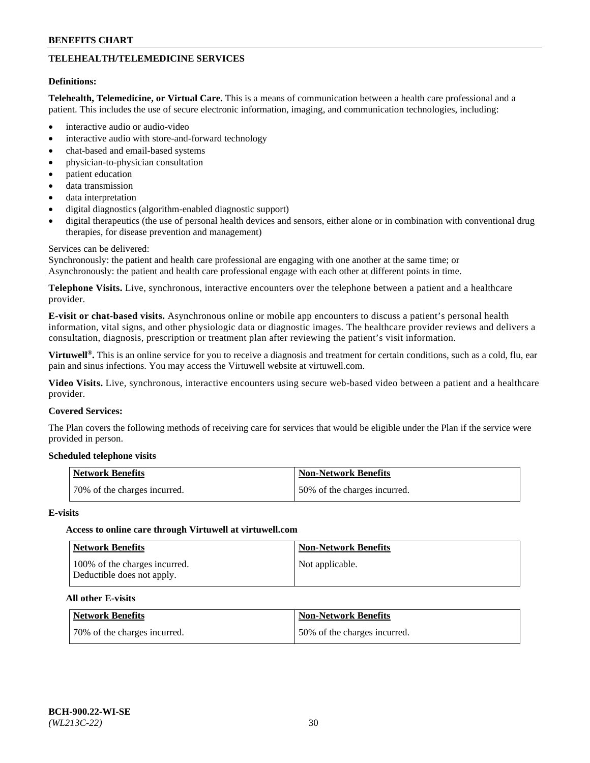## TELEHEALTH/TELEMEDICINE SERVICES

**Definitions:**

**Telehealth, Telemedicine, or Virtual Care.** This is a means of communication between a health care professional and a patient. This includes the use of secure electronic information, imaging, and communication technologies, including:

- interactive audio or audio-video
- interactive audio with store-and-forward technology
- chat-based and email-based systems
- physician-to-physician consultation
- patient education
- data transmission
- data interpretation
- digital diagnostics (algorithm-enabled diagnostic support)
- digital therapeutics (the use of personal health devices and sensors, either alone or in combination with conventional drug therapies, for disease prevention and management)

Services can be delivered:
Synchronously: the patient and health care professional are engaging with one another at the same time; or
Asynchronously: the patient and health care professional engage with each other at different points in time.

**Telephone Visits.** Live, synchronous, interactive encounters over the telephone between a patient and a healthcare provider.

**E-visit or chat-based visits.** Asynchronous online or mobile app encounters to discuss a patient's personal health information, vital signs, and other physiologic data or diagnostic images. The healthcare provider reviews and delivers a consultation, diagnosis, prescription or treatment plan after reviewing the patient's visit information.

**Virtuwell®.** This is an online service for you to receive a diagnosis and treatment for certain conditions, such as a cold, flu, ear pain and sinus infections. You may access the Virtuwell website at virtuwell.com.

**Video Visits.** Live, synchronous, interactive encounters using secure web-based video between a patient and a healthcare provider.

**Covered Services:**

The Plan covers the following methods of receiving care for services that would be eligible under the Plan if the service were provided in person.

**Scheduled telephone visits**

| Network Benefits | Non-Network Benefits |
|---|---|
| 70% of the charges incurred. | 50% of the charges incurred. |

**E-visits**

**Access to online care through Virtuwell at virtuwell.com**

| Network Benefits | Non-Network Benefits |
|---|---|
| 100% of the charges incurred. Deductible does not apply. | Not applicable. |

**All other E-visits**

| Network Benefits | Non-Network Benefits |
|---|---|
| 70% of the charges incurred. | 50% of the charges incurred. |

BCH-900.22-WI-SE
*(WL213C-22)*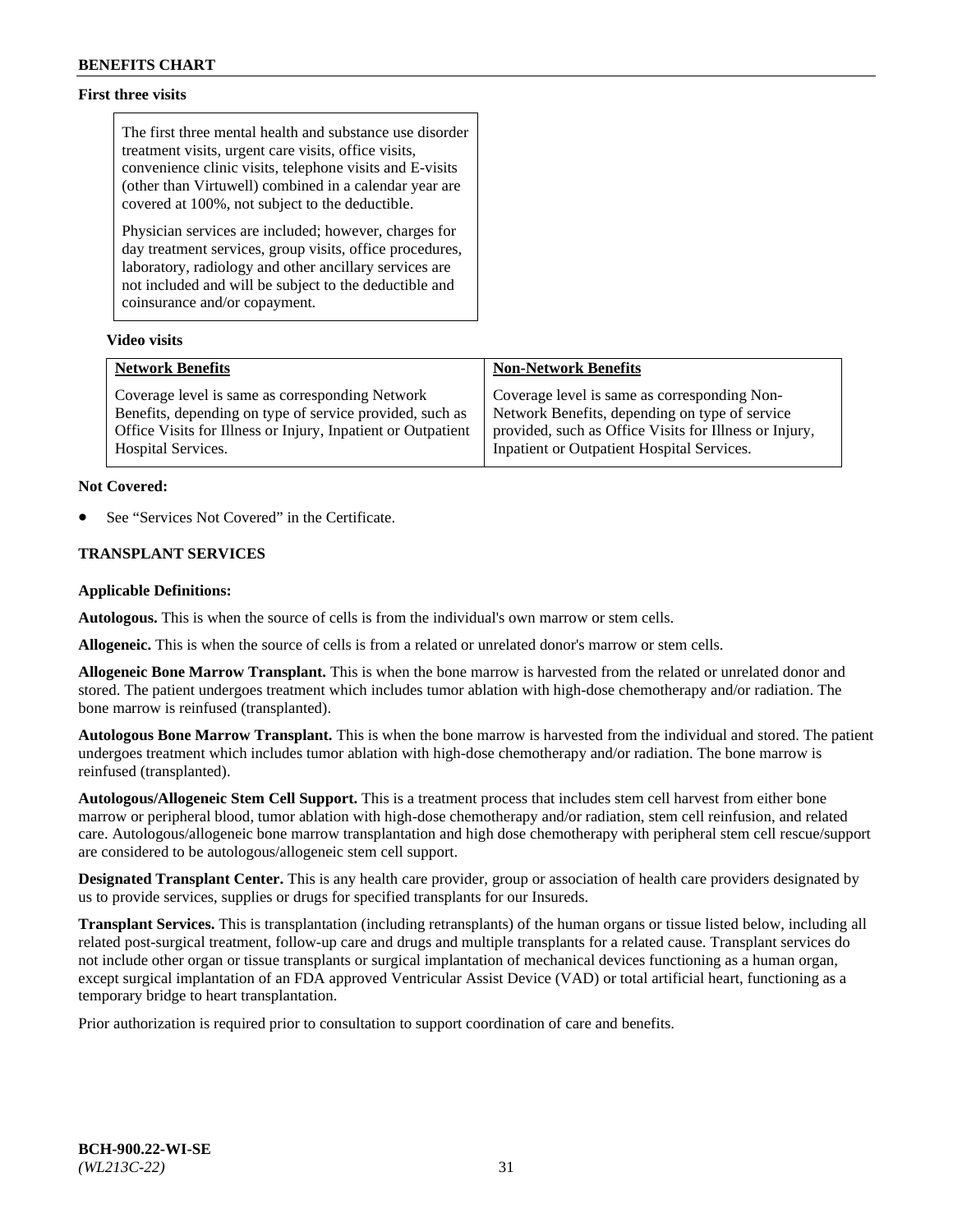**First three visits**

The first three mental health and substance use disorder treatment visits, urgent care visits, office visits, convenience clinic visits, telephone visits and E-visits (other than Virtuwell) combined in a calendar year are covered at 100%, not subject to the deductible.

Physician services are included; however, charges for day treatment services, group visits, office procedures, laboratory, radiology and other ancillary services are not included and will be subject to the deductible and coinsurance and/or copayment.

**Video visits**

| Network Benefits | Non-Network Benefits |
|---|---|
| Coverage level is same as corresponding Network Benefits, depending on type of service provided, such as Office Visits for Illness or Injury, Inpatient or Outpatient Hospital Services. | Coverage level is same as corresponding Non-Network Benefits, depending on type of service provided, such as Office Visits for Illness or Injury, Inpatient or Outpatient Hospital Services. |

**Not Covered:**

- See "Services Not Covered" in the Certificate.

**TRANSPLANT SERVICES**

**Applicable Definitions:**

**Autologous.** This is when the source of cells is from the individual's own marrow or stem cells.

**Allogeneic.** This is when the source of cells is from a related or unrelated donor's marrow or stem cells.

**Allogeneic Bone Marrow Transplant.** This is when the bone marrow is harvested from the related or unrelated donor and stored. The patient undergoes treatment which includes tumor ablation with high-dose chemotherapy and/or radiation. The bone marrow is reinfused (transplanted).

**Autologous Bone Marrow Transplant.** This is when the bone marrow is harvested from the individual and stored. The patient undergoes treatment which includes tumor ablation with high-dose chemotherapy and/or radiation. The bone marrow is reinfused (transplanted).

**Autologous/Allogeneic Stem Cell Support.** This is a treatment process that includes stem cell harvest from either bone marrow or peripheral blood, tumor ablation with high-dose chemotherapy and/or radiation, stem cell reinfusion, and related care. Autologous/allogeneic bone marrow transplantation and high dose chemotherapy with peripheral stem cell rescue/support are considered to be autologous/allogeneic stem cell support.

**Designated Transplant Center.** This is any health care provider, group or association of health care providers designated by us to provide services, supplies or drugs for specified transplants for our Insureds.

**Transplant Services.** This is transplantation (including retransplants) of the human organs or tissue listed below, including all related post-surgical treatment, follow-up care and drugs and multiple transplants for a related cause. Transplant services do not include other organ or tissue transplants or surgical implantation of mechanical devices functioning as a human organ, except surgical implantation of an FDA approved Ventricular Assist Device (VAD) or total artificial heart, functioning as a temporary bridge to heart transplantation.

Prior authorization is required prior to consultation to support coordination of care and benefits.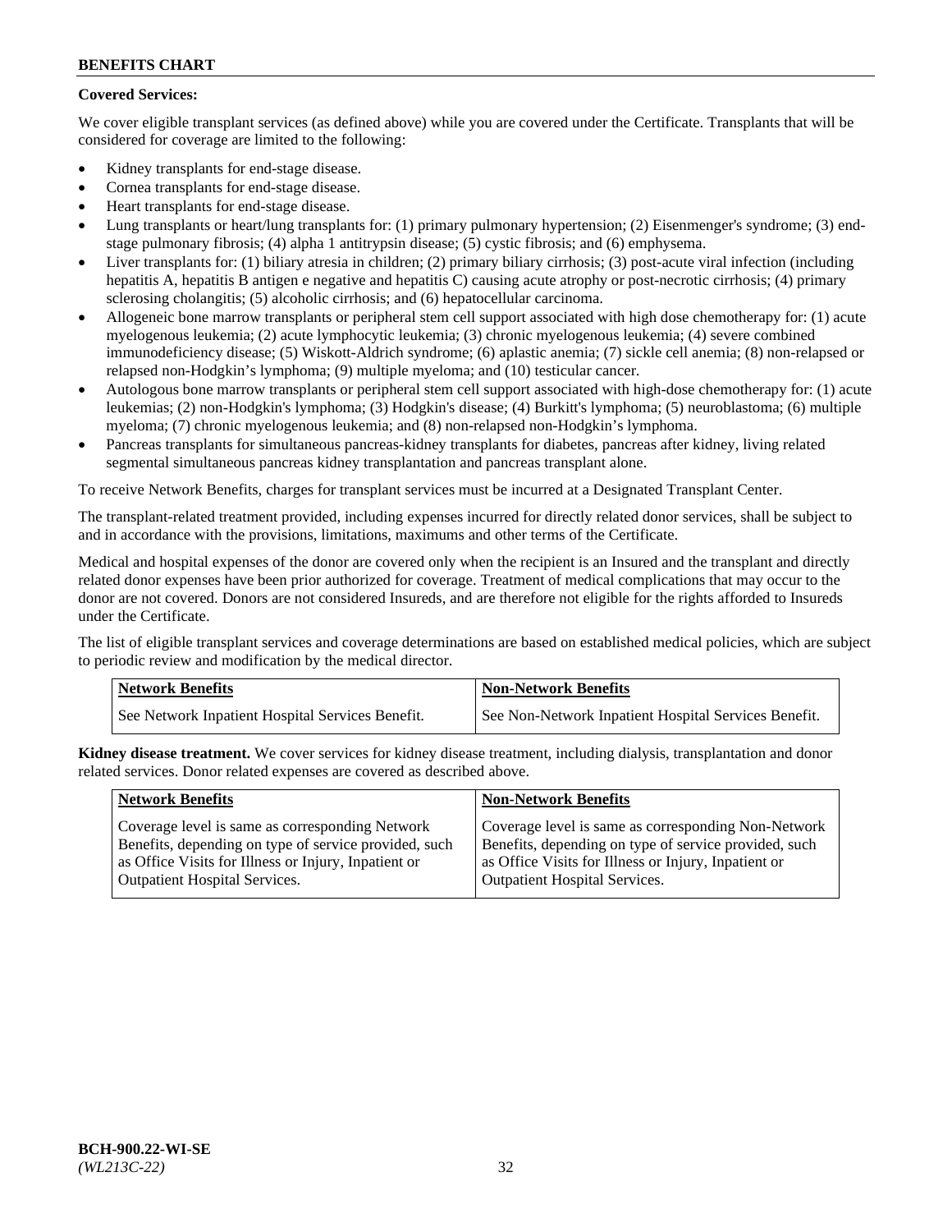**Covered Services:**

We cover eligible transplant services (as defined above) while you are covered under the Certificate. Transplants that will be considered for coverage are limited to the following:

- Kidney transplants for end-stage disease.
- Cornea transplants for end-stage disease.
- Heart transplants for end-stage disease.
- Lung transplants or heart/lung transplants for: (1) primary pulmonary hypertension; (2) Eisenmenger's syndrome; (3) end-stage pulmonary fibrosis; (4) alpha 1 antitrypsin disease; (5) cystic fibrosis; and (6) emphysema.
- Liver transplants for: (1) biliary atresia in children; (2) primary biliary cirrhosis; (3) post-acute viral infection (including hepatitis A, hepatitis B antigen e negative and hepatitis C) causing acute atrophy or post-necrotic cirrhosis; (4) primary sclerosing cholangitis; (5) alcoholic cirrhosis; and (6) hepatocellular carcinoma.
- Allogeneic bone marrow transplants or peripheral stem cell support associated with high dose chemotherapy for: (1) acute myelogenous leukemia; (2) acute lymphocytic leukemia; (3) chronic myelogenous leukemia; (4) severe combined immunodeficiency disease; (5) Wiskott-Aldrich syndrome; (6) aplastic anemia; (7) sickle cell anemia; (8) non-relapsed or relapsed non-Hodgkin's lymphoma; (9) multiple myeloma; and (10) testicular cancer.
- Autologous bone marrow transplants or peripheral stem cell support associated with high-dose chemotherapy for: (1) acute leukemias; (2) non-Hodgkin's lymphoma; (3) Hodgkin's disease; (4) Burkitt's lymphoma; (5) neuroblastoma; (6) multiple myeloma; (7) chronic myelogenous leukemia; and (8) non-relapsed non-Hodgkin's lymphoma.
- Pancreas transplants for simultaneous pancreas-kidney transplants for diabetes, pancreas after kidney, living related segmental simultaneous pancreas kidney transplantation and pancreas transplant alone.

To receive Network Benefits, charges for transplant services must be incurred at a Designated Transplant Center.

The transplant-related treatment provided, including expenses incurred for directly related donor services, shall be subject to and in accordance with the provisions, limitations, maximums and other terms of the Certificate.

Medical and hospital expenses of the donor are covered only when the recipient is an Insured and the transplant and directly related donor expenses have been prior authorized for coverage. Treatment of medical complications that may occur to the donor are not covered. Donors are not considered Insureds, and are therefore not eligible for the rights afforded to Insureds under the Certificate.

The list of eligible transplant services and coverage determinations are based on established medical policies, which are subject to periodic review and modification by the medical director.

| Network Benefits | Non-Network Benefits |
|---|---|
| See Network Inpatient Hospital Services Benefit. | See Non-Network Inpatient Hospital Services Benefit. |

**Kidney disease treatment.** We cover services for kidney disease treatment, including dialysis, transplantation and donor related services. Donor related expenses are covered as described above.

| Network Benefits | Non-Network Benefits |
|---|---|
| Coverage level is same as corresponding Network Benefits, depending on type of service provided, such as Office Visits for Illness or Injury, Inpatient or Outpatient Hospital Services. | Coverage level is same as corresponding Non-Network Benefits, depending on type of service provided, such as Office Visits for Illness or Injury, Inpatient or Outpatient Hospital Services. |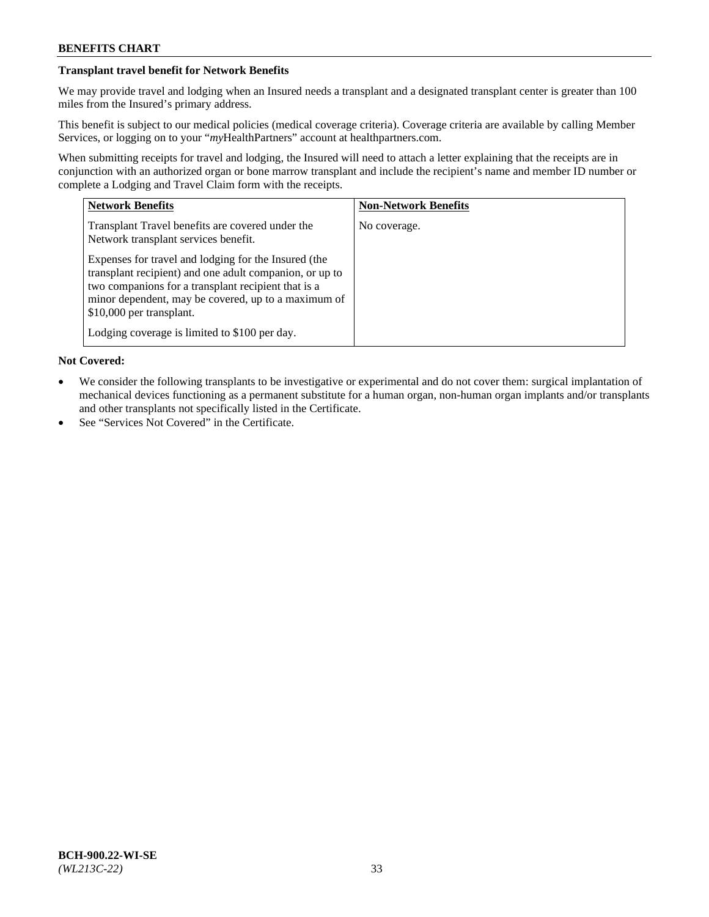**Transplant travel benefit for Network Benefits**

We may provide travel and lodging when an Insured needs a transplant and a designated transplant center is greater than 100 miles from the Insured's primary address.

This benefit is subject to our medical policies (medical coverage criteria). Coverage criteria are available by calling Member Services, or logging on to your "*my*HealthPartners" account at healthpartners.com.

When submitting receipts for travel and lodging, the Insured will need to attach a letter explaining that the receipts are in conjunction with an authorized organ or bone marrow transplant and include the recipient's name and member ID number or complete a Lodging and Travel Claim form with the receipts.

| Network Benefits | Non-Network Benefits |
|---|---|
| Transplant Travel benefits are covered under the Network transplant services benefit.<br><br>Expenses for travel and lodging for the Insured (the transplant recipient) and one adult companion, or up to two companions for a transplant recipient that is a minor dependent, may be covered, up to a maximum of $10,000 per transplant.<br><br>Lodging coverage is limited to $100 per day. | No coverage. |

**Not Covered:**

- We consider the following transplants to be investigative or experimental and do not cover them: surgical implantation of mechanical devices functioning as a permanent substitute for a human organ, non-human organ implants and/or transplants and other transplants not specifically listed in the Certificate.
- See "Services Not Covered" in the Certificate.